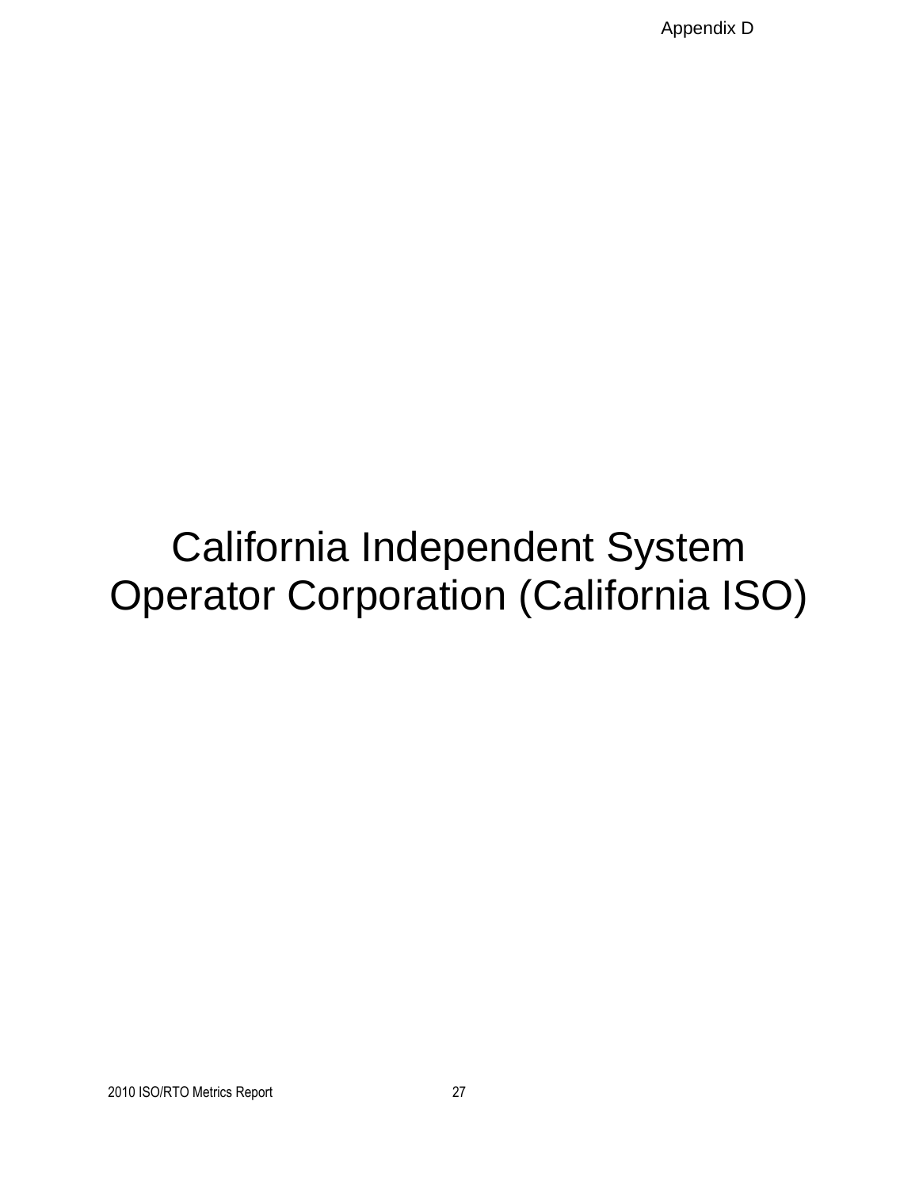# California Independent System Operator Corporation (California ISO)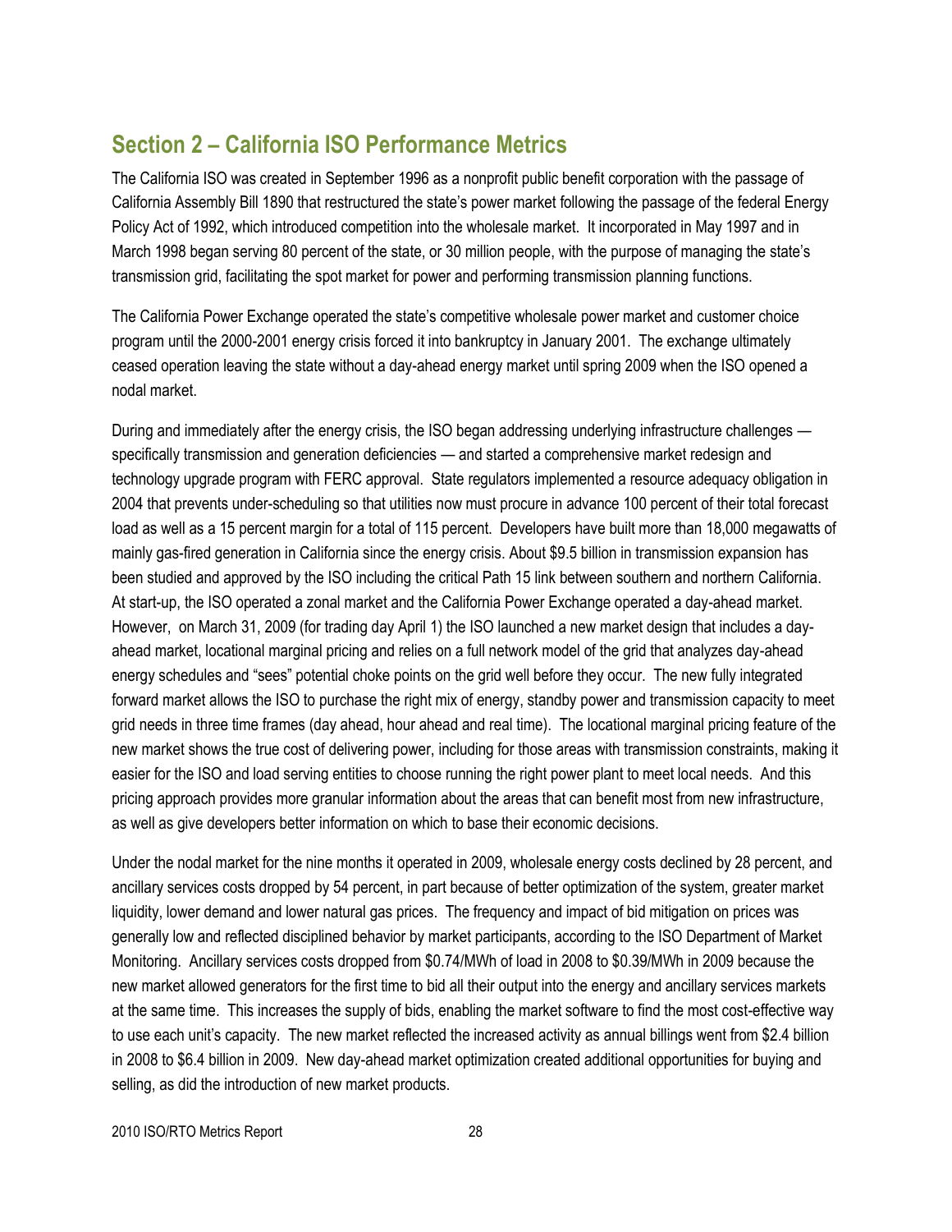## Section 2 – California ISO Performance Metrics

The California ISO was created in September 1996 as a nonprofit public benefit corporation with the passage of California Assembly Bill 1890 that restructured the state's power market following the passage of the federal Energy Policy Act of 1992, which introduced competition into the wholesale market. It incorporated in May 1997 and in March 1998 began serving 80 percent of the state, or 30 million people, with the purpose of managing the state's transmission grid, facilitating the spot market for power and performing transmission planning functions.

The California Power Exchange operated the state's competitive wholesale power market and customer choice program until the 2000-2001 energy crisis forced it into bankruptcy in January 2001. The exchange ultimately ceased operation leaving the state without a day-ahead energy market until spring 2009 when the ISO opened a nodal market.

During and immediately after the energy crisis, the ISO began addressing underlying infrastructure challenges — specifically transmission and generation deficiencies — and started a comprehensive market redesign and technology upgrade program with FERC approval. State regulators implemented a resource adequacy obligation in 2004 that prevents under-scheduling so that utilities now must procure in advance 100 percent of their total forecast load as well as a 15 percent margin for a total of 115 percent. Developers have built more than 18,000 megawatts of mainly gas-fired generation in California since the energy crisis. About $9.5 billion in transmission expansion has been studied and approved by the ISO including the critical Path 15 link between southern and northern California. At start-up, the ISO operated a zonal market and the California Power Exchange operated a day-ahead market. However, on March 31, 2009 (for trading day April 1) the ISO launched a new market design that includes a day-ahead market, locational marginal pricing and relies on a full network model of the grid that analyzes day-ahead energy schedules and "sees" potential choke points on the grid well before they occur. The new fully integrated forward market allows the ISO to purchase the right mix of energy, standby power and transmission capacity to meet grid needs in three time frames (day ahead, hour ahead and real time). The locational marginal pricing feature of the new market shows the true cost of delivering power, including for those areas with transmission constraints, making it easier for the ISO and load serving entities to choose running the right power plant to meet local needs. And this pricing approach provides more granular information about the areas that can benefit most from new infrastructure, as well as give developers better information on which to base their economic decisions.

Under the nodal market for the nine months it operated in 2009, wholesale energy costs declined by 28 percent, and ancillary services costs dropped by 54 percent, in part because of better optimization of the system, greater market liquidity, lower demand and lower natural gas prices. The frequency and impact of bid mitigation on prices was generally low and reflected disciplined behavior by market participants, according to the ISO Department of Market Monitoring. Ancillary services costs dropped from $0.74/MWh of load in 2008 to $0.39/MWh in 2009 because the new market allowed generators for the first time to bid all their output into the energy and ancillary services markets at the same time. This increases the supply of bids, enabling the market software to find the most cost-effective way to use each unit's capacity. The new market reflected the increased activity as annual billings went from $2.4 billion in 2008 to $6.4 billion in 2009. New day-ahead market optimization created additional opportunities for buying and selling, as did the introduction of new market products.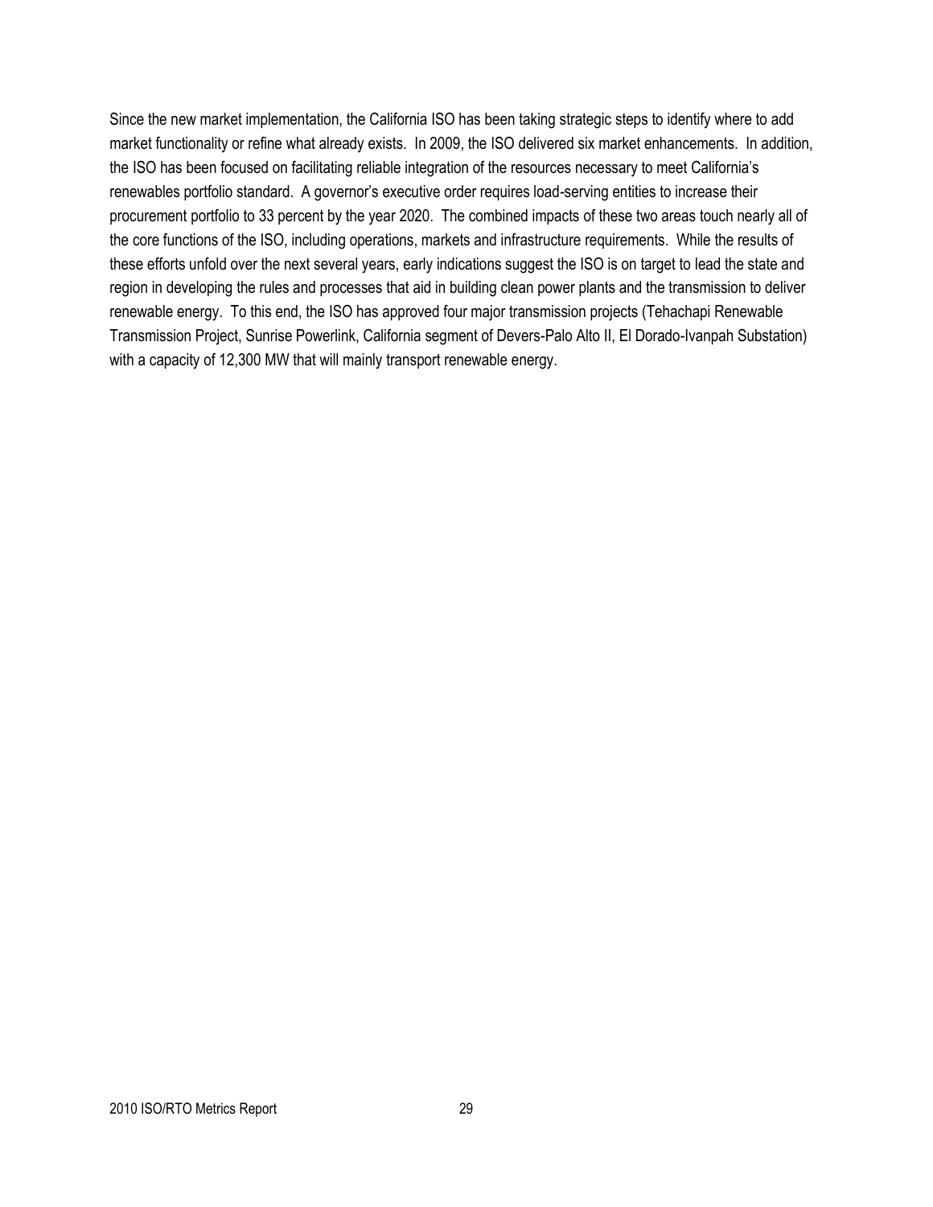Since the new market implementation, the California ISO has been taking strategic steps to identify where to add market functionality or refine what already exists. In 2009, the ISO delivered six market enhancements. In addition, the ISO has been focused on facilitating reliable integration of the resources necessary to meet California's renewables portfolio standard. A governor's executive order requires load-serving entities to increase their procurement portfolio to 33 percent by the year 2020. The combined impacts of these two areas touch nearly all of the core functions of the ISO, including operations, markets and infrastructure requirements. While the results of these efforts unfold over the next several years, early indications suggest the ISO is on target to lead the state and region in developing the rules and processes that aid in building clean power plants and the transmission to deliver renewable energy. To this end, the ISO has approved four major transmission projects (Tehachapi Renewable Transmission Project, Sunrise Powerlink, California segment of Devers-Palo Alto II, El Dorado-Ivanpah Substation) with a capacity of 12,300 MW that will mainly transport renewable energy.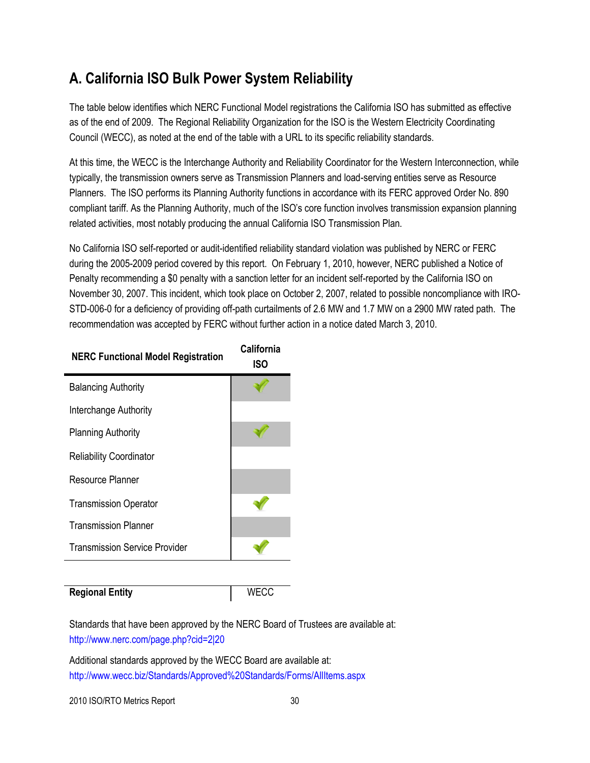## A. California ISO Bulk Power System Reliability

The table below identifies which NERC Functional Model registrations the California ISO has submitted as effective as of the end of 2009. The Regional Reliability Organization for the ISO is the Western Electricity Coordinating Council (WECC), as noted at the end of the table with a URL to its specific reliability standards.

At this time, the WECC is the Interchange Authority and Reliability Coordinator for the Western Interconnection, while typically, the transmission owners serve as Transmission Planners and load-serving entities serve as Resource Planners. The ISO performs its Planning Authority functions in accordance with its FERC approved Order No. 890 compliant tariff. As the Planning Authority, much of the ISO's core function involves transmission expansion planning related activities, most notably producing the annual California ISO Transmission Plan.

No California ISO self-reported or audit-identified reliability standard violation was published by NERC or FERC during the 2005-2009 period covered by this report. On February 1, 2010, however, NERC published a Notice of Penalty recommending a $0 penalty with a sanction letter for an incident self-reported by the California ISO on November 30, 2007. This incident, which took place on October 2, 2007, related to possible noncompliance with IRO-STD-006-0 for a deficiency of providing off-path curtailments of 2.6 MW and 1.7 MW on a 2900 MW rated path. The recommendation was accepted by FERC without further action in a notice dated March 3, 2010.

| NERC Functional Model Registration | California ISO |
|---|---|
| Balancing Authority | ✓ |
| Interchange Authority | |
| Planning Authority | ✓ |
| Reliability Coordinator | |
| Resource Planner | |
| Transmission Operator | ✓ |
| Transmission Planner | |
| Transmission Service Provider | ✓ |

| Regional Entity | WECC |
|---|---|

Standards that have been approved by the NERC Board of Trustees are available at:
http://www.nerc.com/page.php?cid=2|20

Additional standards approved by the WECC Board are available at:
http://www.wecc.biz/Standards/Approved%20Standards/Forms/AllItems.aspx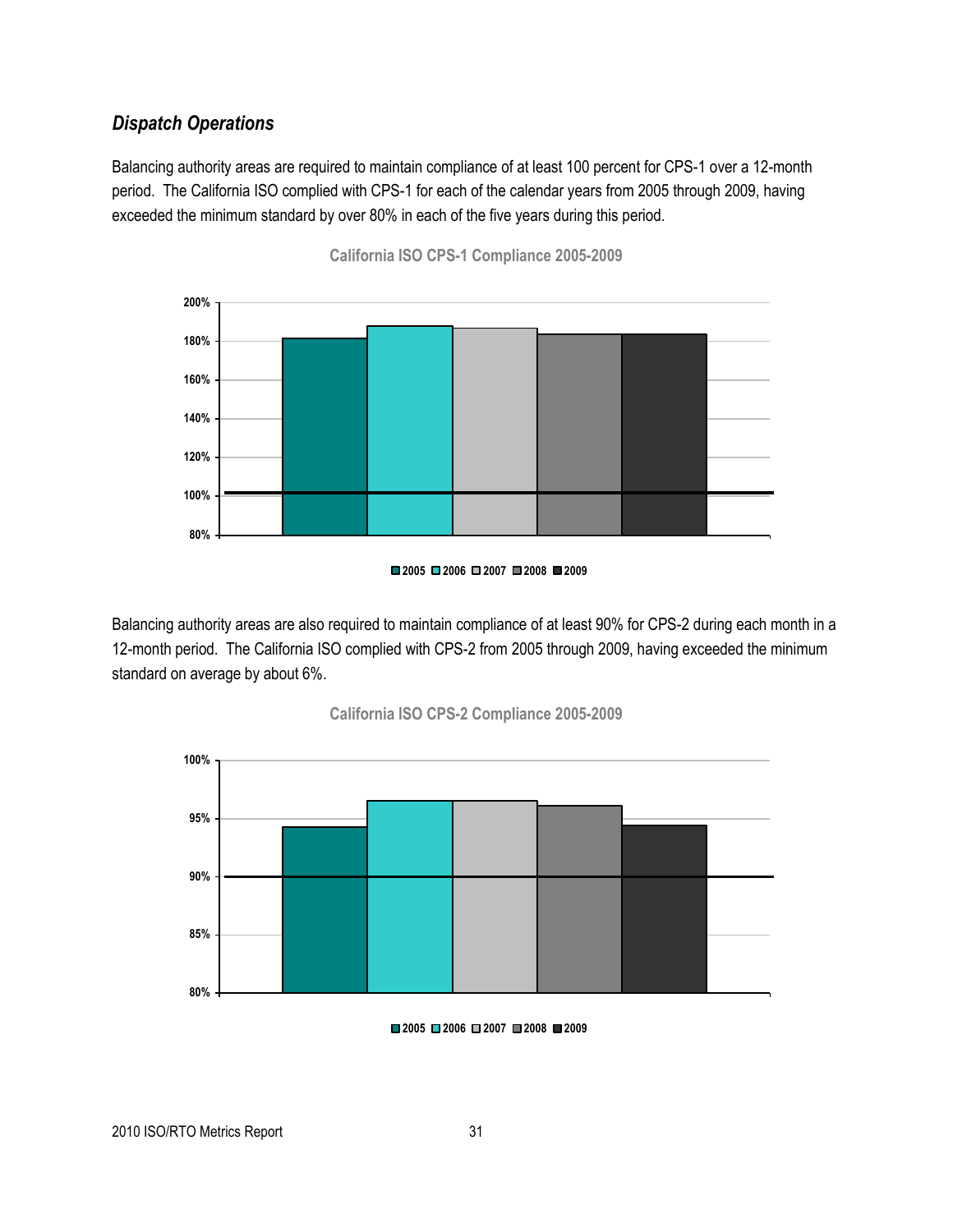### *Dispatch Operations*

Balancing authority areas are required to maintain compliance of at least 100 percent for CPS-1 over a 12-month period. The California ISO complied with CPS-1 for each of the calendar years from 2005 through 2009, having exceeded the minimum standard by over 80% in each of the five years during this period.

**California ISO CPS-1 Compliance 2005-2009**

Balancing authority areas are also required to maintain compliance of at least 90% for CPS-2 during each month in a 12-month period. The California ISO complied with CPS-2 from 2005 through 2009, having exceeded the minimum standard on average by about 6%.

**California ISO CPS-2 Compliance 2005-2009**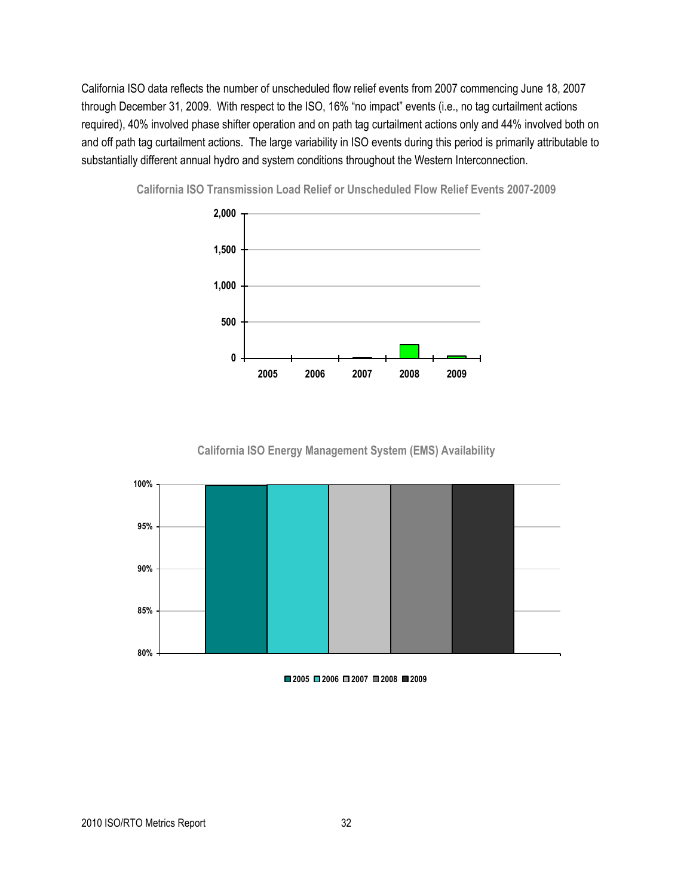California ISO data reflects the number of unscheduled flow relief events from 2007 commencing June 18, 2007 through December 31, 2009. With respect to the ISO, 16% "no impact" events (i.e., no tag curtailment actions required), 40% involved phase shifter operation and on path tag curtailment actions only and 44% involved both on and off path tag curtailment actions. The large variability in ISO events during this period is primarily attributable to substantially different annual hydro and system conditions throughout the Western Interconnection.

**California ISO Transmission Load Relief or Unscheduled Flow Relief Events 2007-2009**

**California ISO Energy Management System (EMS) Availability**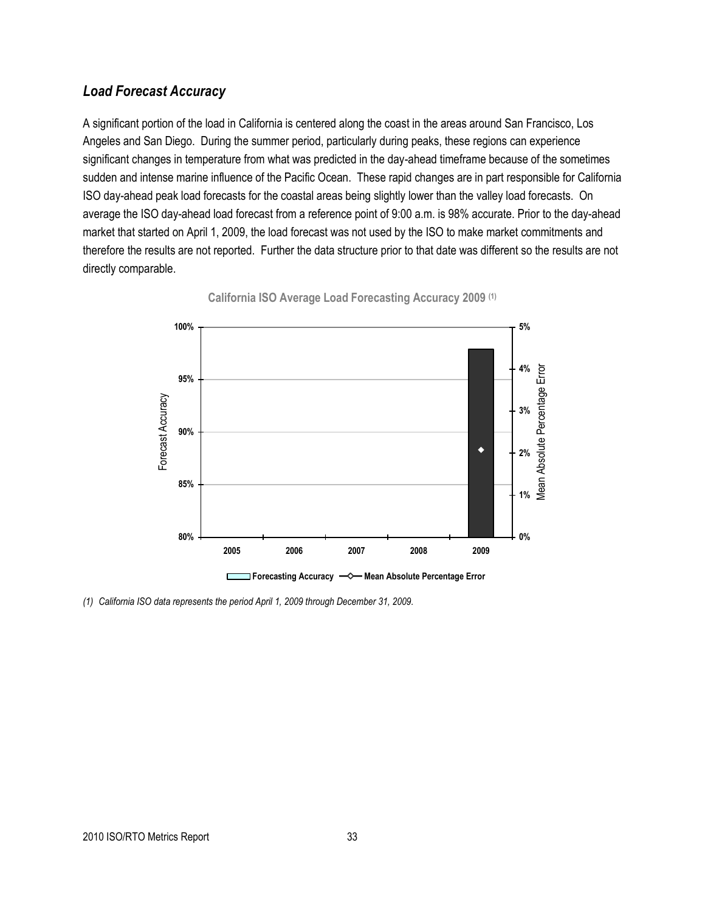### *Load Forecast Accuracy*

A significant portion of the load in California is centered along the coast in the areas around San Francisco, Los Angeles and San Diego. During the summer period, particularly during peaks, these regions can experience significant changes in temperature from what was predicted in the day-ahead timeframe because of the sometimes sudden and intense marine influence of the Pacific Ocean. These rapid changes are in part responsible for California ISO day-ahead peak load forecasts for the coastal areas being slightly lower than the valley load forecasts. On average the ISO day-ahead load forecast from a reference point of 9:00 a.m. is 98% accurate. Prior to the day-ahead market that started on April 1, 2009, the load forecast was not used by the ISO to make market commitments and therefore the results are not reported. Further the data structure prior to that date was different so the results are not directly comparable.

**California ISO Average Load Forecasting Accuracy 2009 (1)**

*(1) California ISO data represents the period April 1, 2009 through December 31, 2009.*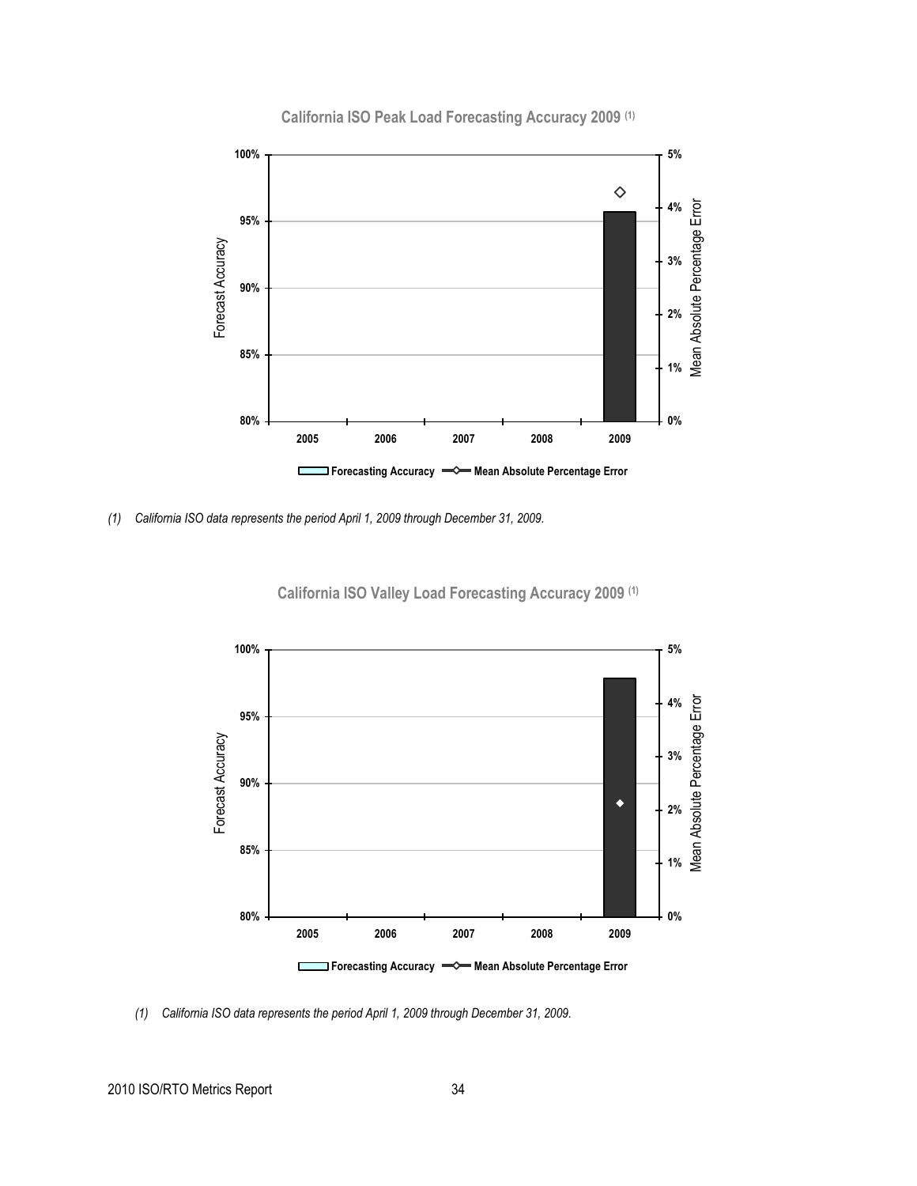**California ISO Peak Load Forecasting Accuracy 2009** (1)

*(1) California ISO data represents the period April 1, 2009 through December 31, 2009.*

**California ISO Valley Load Forecasting Accuracy 2009** (1)

*(1) California ISO data represents the period April 1, 2009 through December 31, 2009.*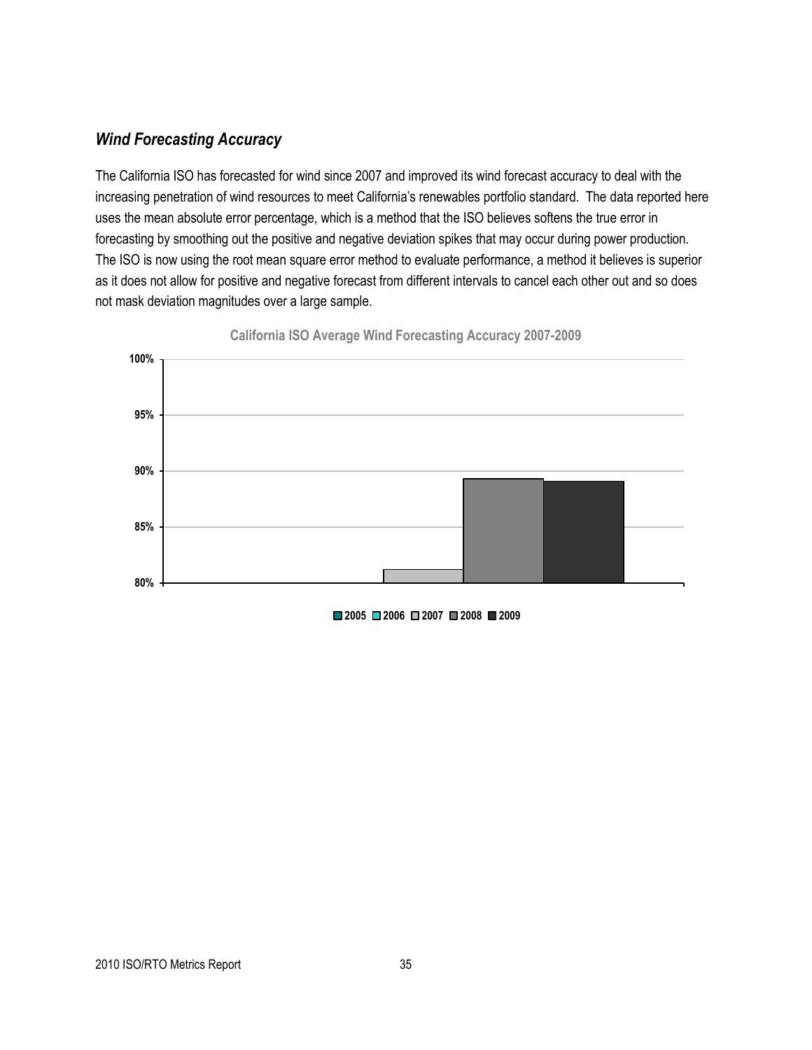### *Wind Forecasting Accuracy*

The California ISO has forecasted for wind since 2007 and improved its wind forecast accuracy to deal with the increasing penetration of wind resources to meet California's renewables portfolio standard. The data reported here uses the mean absolute error percentage, which is a method that the ISO believes softens the true error in forecasting by smoothing out the positive and negative deviation spikes that may occur during power production. The ISO is now using the root mean square error method to evaluate performance, a method it believes is superior as it does not allow for positive and negative forecast from different intervals to cancel each other out and so does not mask deviation magnitudes over a large sample.

**California ISO Average Wind Forecasting Accuracy 2007-2009**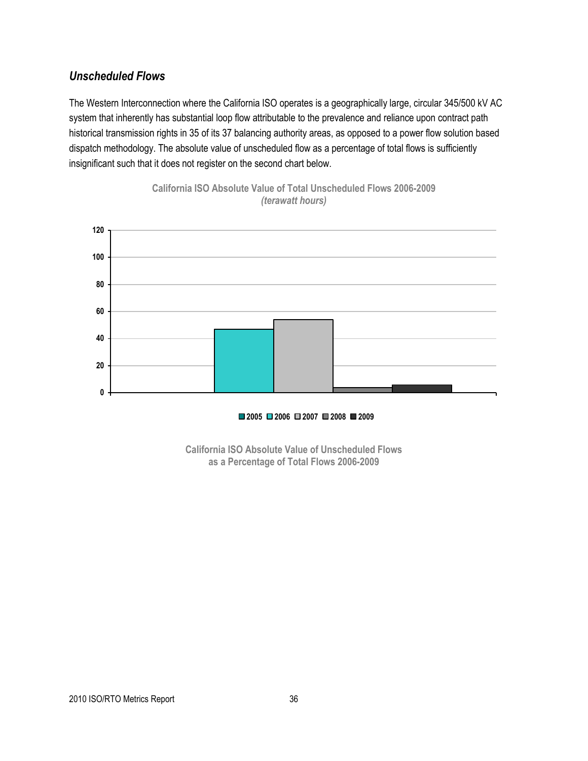### *Unscheduled Flows*

The Western Interconnection where the California ISO operates is a geographically large, circular 345/500 kV AC system that inherently has substantial loop flow attributable to the prevalence and reliance upon contract path historical transmission rights in 35 of its 37 balancing authority areas, as opposed to a power flow solution based dispatch methodology. The absolute value of unscheduled flow as a percentage of total flows is sufficiently insignificant such that it does not register on the second chart below.

**California ISO Absolute Value of Total Unscheduled Flows 2006-2009**
***(terawatt hours)***

**California ISO Absolute Value of Unscheduled Flows as a Percentage of Total Flows 2006-2009**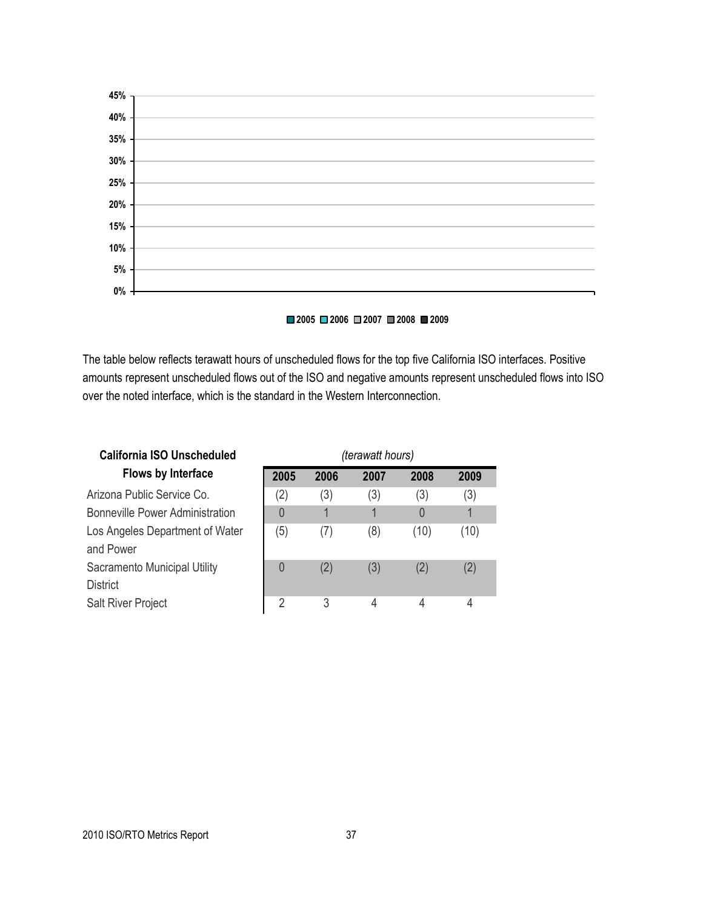The table below reflects terawatt hours of unscheduled flows for the top five California ISO interfaces. Positive amounts represent unscheduled flows out of the ISO and negative amounts represent unscheduled flows into ISO over the noted interface, which is the standard in the Western Interconnection.

| California ISO Unscheduled Flows by Interface | *(terawatt hours)* | | | | |
|---|---|---|---|---|---|
| | 2005 | 2006 | 2007 | 2008 | 2009 |
| Arizona Public Service Co. | (2) | (3) | (3) | (3) | (3) |
| Bonneville Power Administration | 0 | 1 | 1 | 0 | 1 |
| Los Angeles Department of Water and Power | (5) | (7) | (8) | (10) | (10) |
| Sacramento Municipal Utility District | 0 | (2) | (3) | (2) | (2) |
| Salt River Project | 2 | 3 | 4 | 4 | 4 |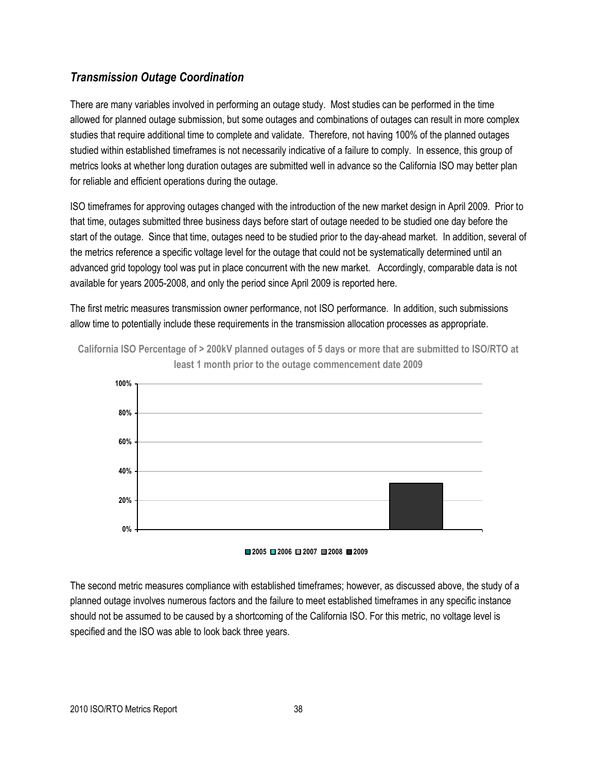### *Transmission Outage Coordination*

There are many variables involved in performing an outage study. Most studies can be performed in the time allowed for planned outage submission, but some outages and combinations of outages can result in more complex studies that require additional time to complete and validate. Therefore, not having 100% of the planned outages studied within established timeframes is not necessarily indicative of a failure to comply. In essence, this group of metrics looks at whether long duration outages are submitted well in advance so the California ISO may better plan for reliable and efficient operations during the outage.

ISO timeframes for approving outages changed with the introduction of the new market design in April 2009. Prior to that time, outages submitted three business days before start of outage needed to be studied one day before the start of the outage. Since that time, outages need to be studied prior to the day-ahead market. In addition, several of the metrics reference a specific voltage level for the outage that could not be systematically determined until an advanced grid topology tool was put in place concurrent with the new market. Accordingly, comparable data is not available for years 2005-2008, and only the period since April 2009 is reported here.

The first metric measures transmission owner performance, not ISO performance. In addition, such submissions allow time to potentially include these requirements in the transmission allocation processes as appropriate.

**California ISO Percentage of > 200kV planned outages of 5 days or more that are submitted to ISO/RTO at least 1 month prior to the outage commencement date 2009**

100%
80%
60%
40%
20%
0%

2005 2006 2007 2008 2009

The second metric measures compliance with established timeframes; however, as discussed above, the study of a planned outage involves numerous factors and the failure to meet established timeframes in any specific instance should not be assumed to be caused by a shortcoming of the California ISO. For this metric, no voltage level is specified and the ISO was able to look back three years.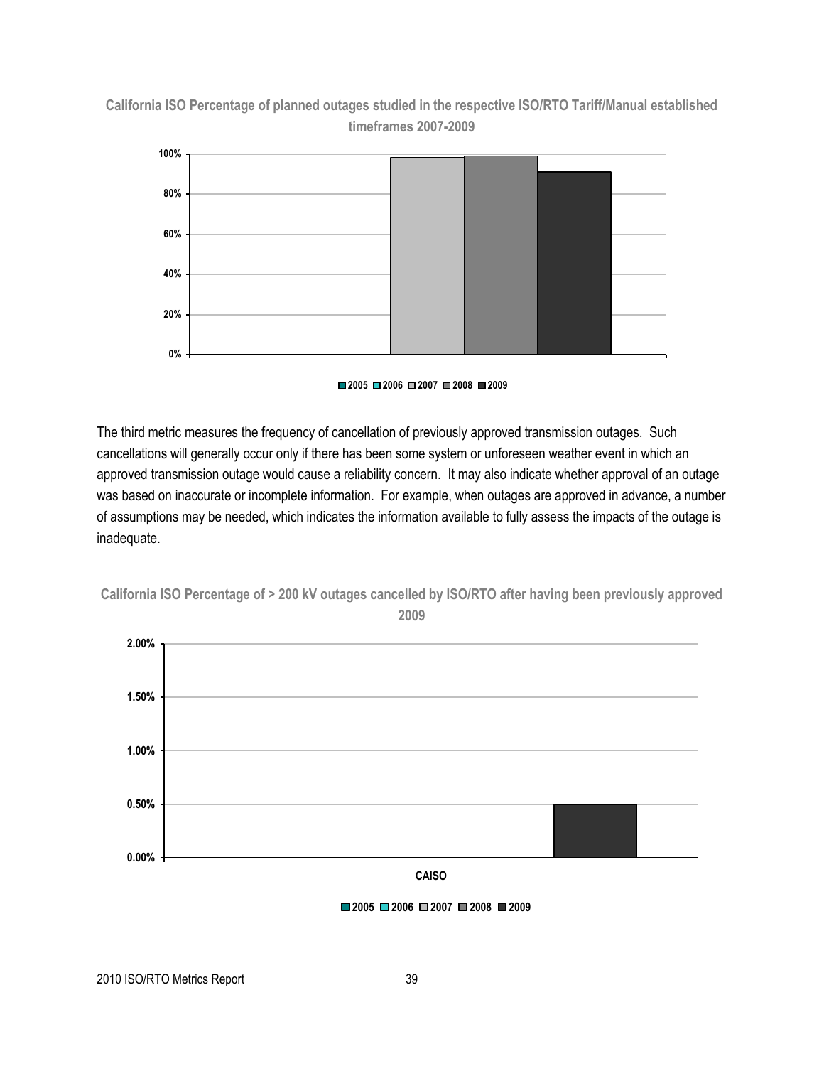**California ISO Percentage of planned outages studied in the respective ISO/RTO Tariff/Manual established timeframes 2007-2009**

■ 2005 ■ 2006 ■ 2007 ■ 2008 ■ 2009

The third metric measures the frequency of cancellation of previously approved transmission outages. Such cancellations will generally occur only if there has been some system or unforeseen weather event in which an approved transmission outage would cause a reliability concern. It may also indicate whether approval of an outage was based on inaccurate or incomplete information. For example, when outages are approved in advance, a number of assumptions may be needed, which indicates the information available to fully assess the impacts of the outage is inadequate.

**California ISO Percentage of > 200 kV outages cancelled by ISO/RTO after having been previously approved 2009**

CAISO

■ 2005 ■ 2006 ■ 2007 ■ 2008 ■ 2009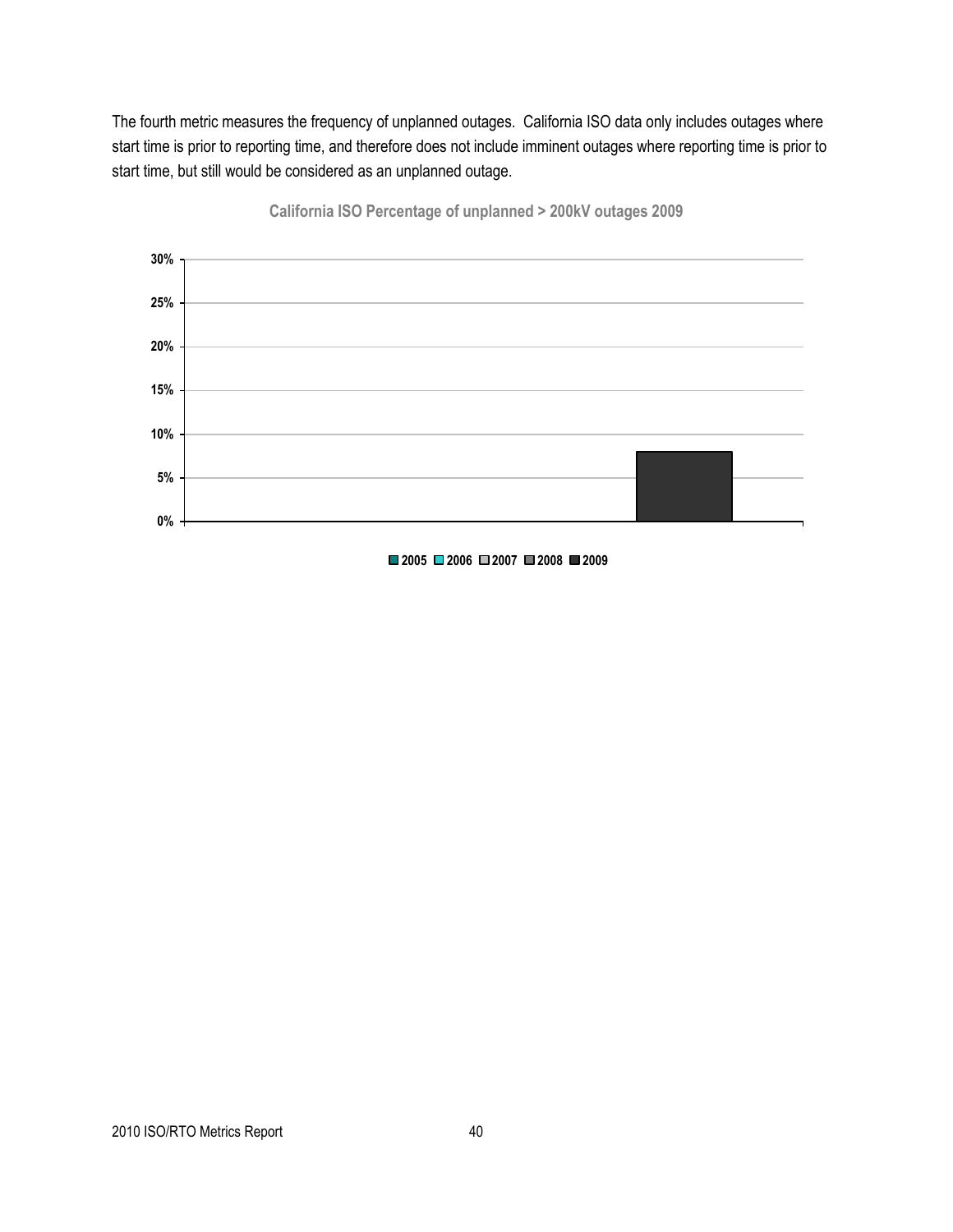The fourth metric measures the frequency of unplanned outages. California ISO data only includes outages where start time is prior to reporting time, and therefore does not include imminent outages where reporting time is prior to start time, but still would be considered as an unplanned outage.

**California ISO Percentage of unplanned > 200kV outages 2009**

30%
25%
20%
15%
10%
5%
0%

2005 2006 2007 2008 2009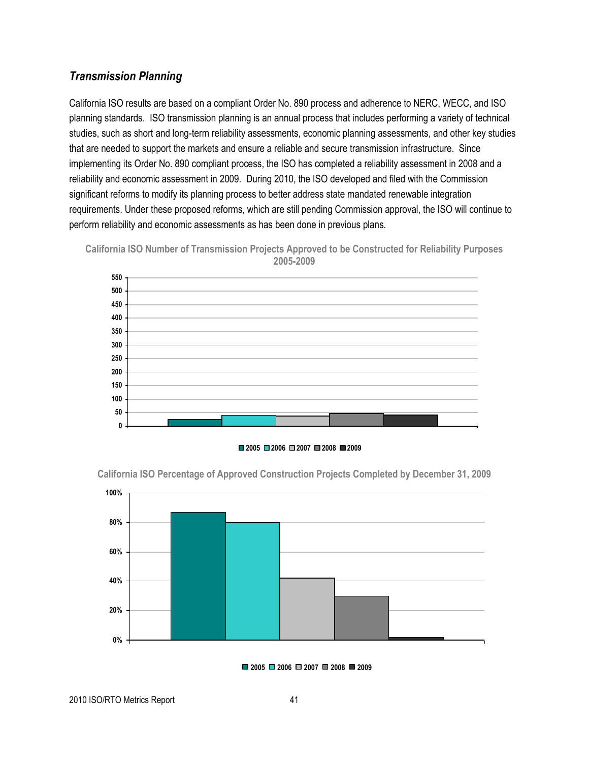### *Transmission Planning*

California ISO results are based on a compliant Order No. 890 process and adherence to NERC, WECC, and ISO planning standards. ISO transmission planning is an annual process that includes performing a variety of technical studies, such as short and long-term reliability assessments, economic planning assessments, and other key studies that are needed to support the markets and ensure a reliable and secure transmission infrastructure. Since implementing its Order No. 890 compliant process, the ISO has completed a reliability assessment in 2008 and a reliability and economic assessment in 2009. During 2010, the ISO developed and filed with the Commission significant reforms to modify its planning process to better address state mandated renewable integration requirements. Under these proposed reforms, which are still pending Commission approval, the ISO will continue to perform reliability and economic assessments as has been done in previous plans.

**California ISO Number of Transmission Projects Approved to be Constructed for Reliability Purposes 2005-2009**

550
500
450
400
350
300
250
200
150
100
50
0

2005 2006 2007 2008 2009

**California ISO Percentage of Approved Construction Projects Completed by December 31, 2009**

100%
80%
60%
40%
20%
0%

2005 2006 2007 2008 2009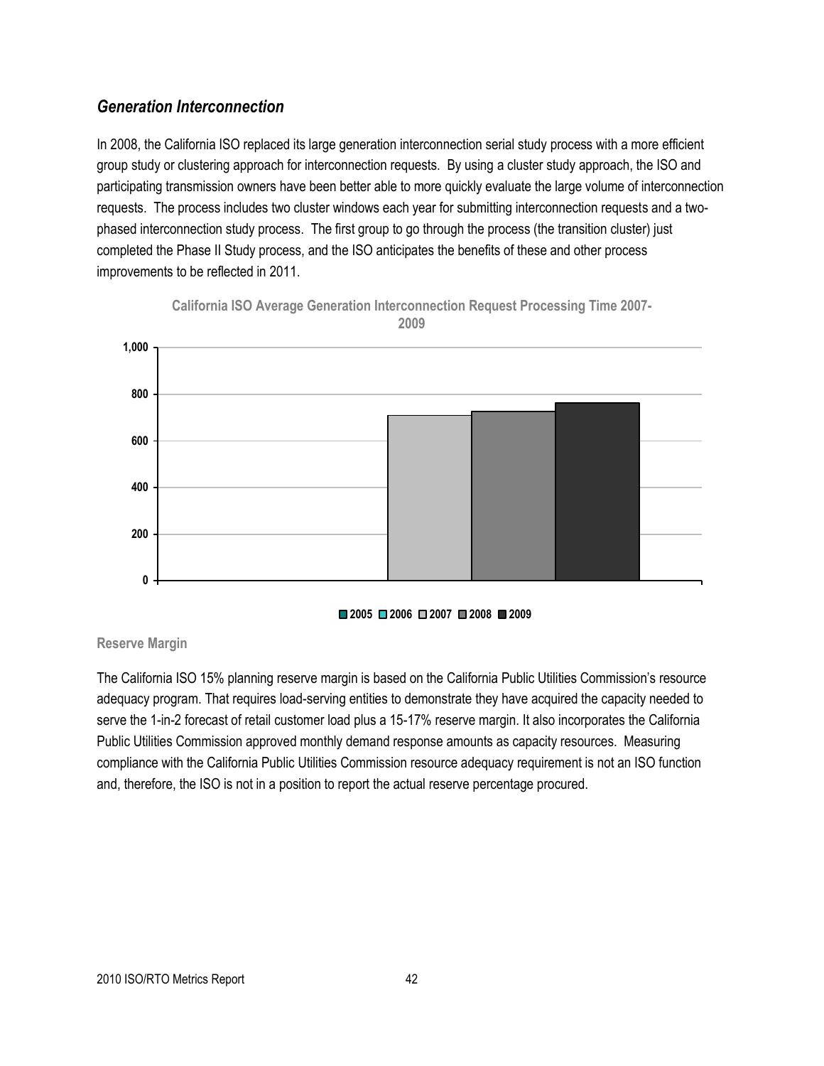## *Generation Interconnection*

In 2008, the California ISO replaced its large generation interconnection serial study process with a more efficient group study or clustering approach for interconnection requests. By using a cluster study approach, the ISO and participating transmission owners have been better able to more quickly evaluate the large volume of interconnection requests. The process includes two cluster windows each year for submitting interconnection requests and a two-phased interconnection study process. The first group to go through the process (the transition cluster) just completed the Phase II Study process, and the ISO anticipates the benefits of these and other process improvements to be reflected in 2011.

**California ISO Average Generation Interconnection Request Processing Time 2007-2009**

1,000
800
600
400
200
0

■ 2005 ■ 2006 ■ 2007 ■ 2008 ■ 2009

**Reserve Margin**

The California ISO 15% planning reserve margin is based on the California Public Utilities Commission's resource adequacy program. That requires load-serving entities to demonstrate they have acquired the capacity needed to serve the 1-in-2 forecast of retail customer load plus a 15-17% reserve margin. It also incorporates the California Public Utilities Commission approved monthly demand response amounts as capacity resources. Measuring compliance with the California Public Utilities Commission resource adequacy requirement is not an ISO function and, therefore, the ISO is not in a position to report the actual reserve percentage procured.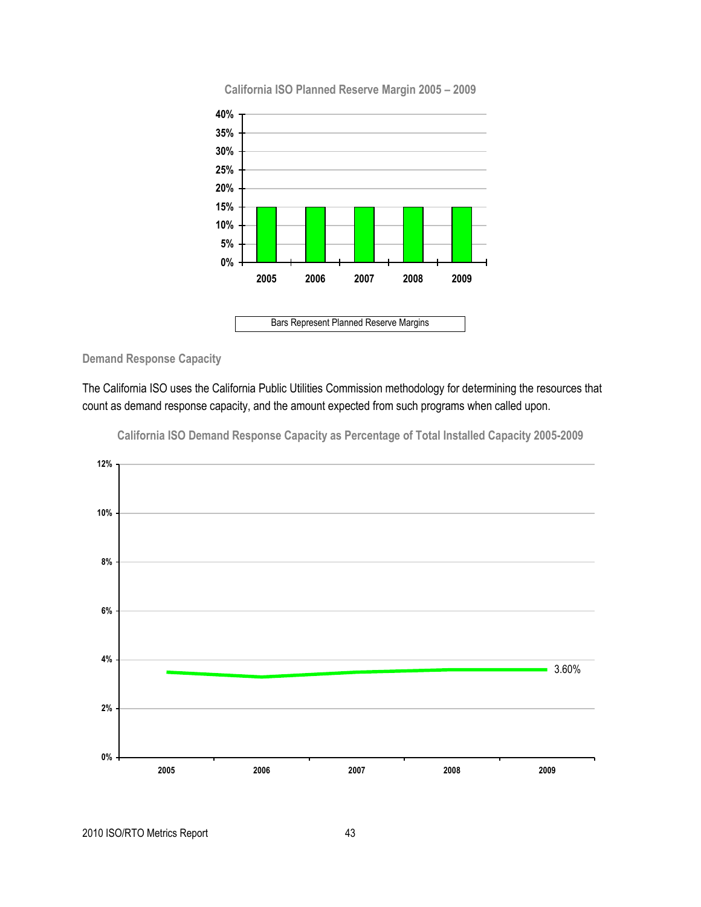**California ISO Planned Reserve Margin 2005 – 2009**

Bars Represent Planned Reserve Margins

### Demand Response Capacity

The California ISO uses the California Public Utilities Commission methodology for determining the resources that count as demand response capacity, and the amount expected from such programs when called upon.

**California ISO Demand Response Capacity as Percentage of Total Installed Capacity 2005-2009**

3.60%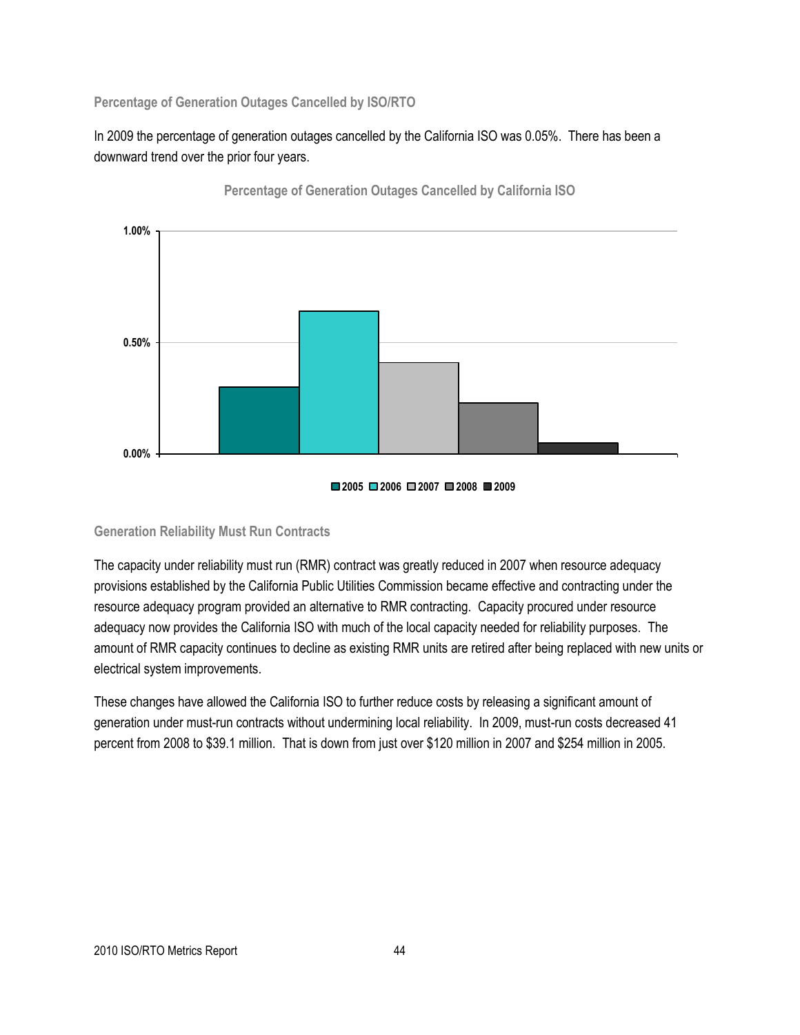### Percentage of Generation Outages Cancelled by ISO/RTO

In 2009 the percentage of generation outages cancelled by the California ISO was 0.05%. There has been a downward trend over the prior four years.

**Percentage of Generation Outages Cancelled by California ISO**

### Generation Reliability Must Run Contracts

The capacity under reliability must run (RMR) contract was greatly reduced in 2007 when resource adequacy provisions established by the California Public Utilities Commission became effective and contracting under the resource adequacy program provided an alternative to RMR contracting. Capacity procured under resource adequacy now provides the California ISO with much of the local capacity needed for reliability purposes. The amount of RMR capacity continues to decline as existing RMR units are retired after being replaced with new units or electrical system improvements.

These changes have allowed the California ISO to further reduce costs by releasing a significant amount of generation under must-run contracts without undermining local reliability. In 2009, must-run costs decreased 41 percent from 2008 to $39.1 million. That is down from just over $120 million in 2007 and $254 million in 2005.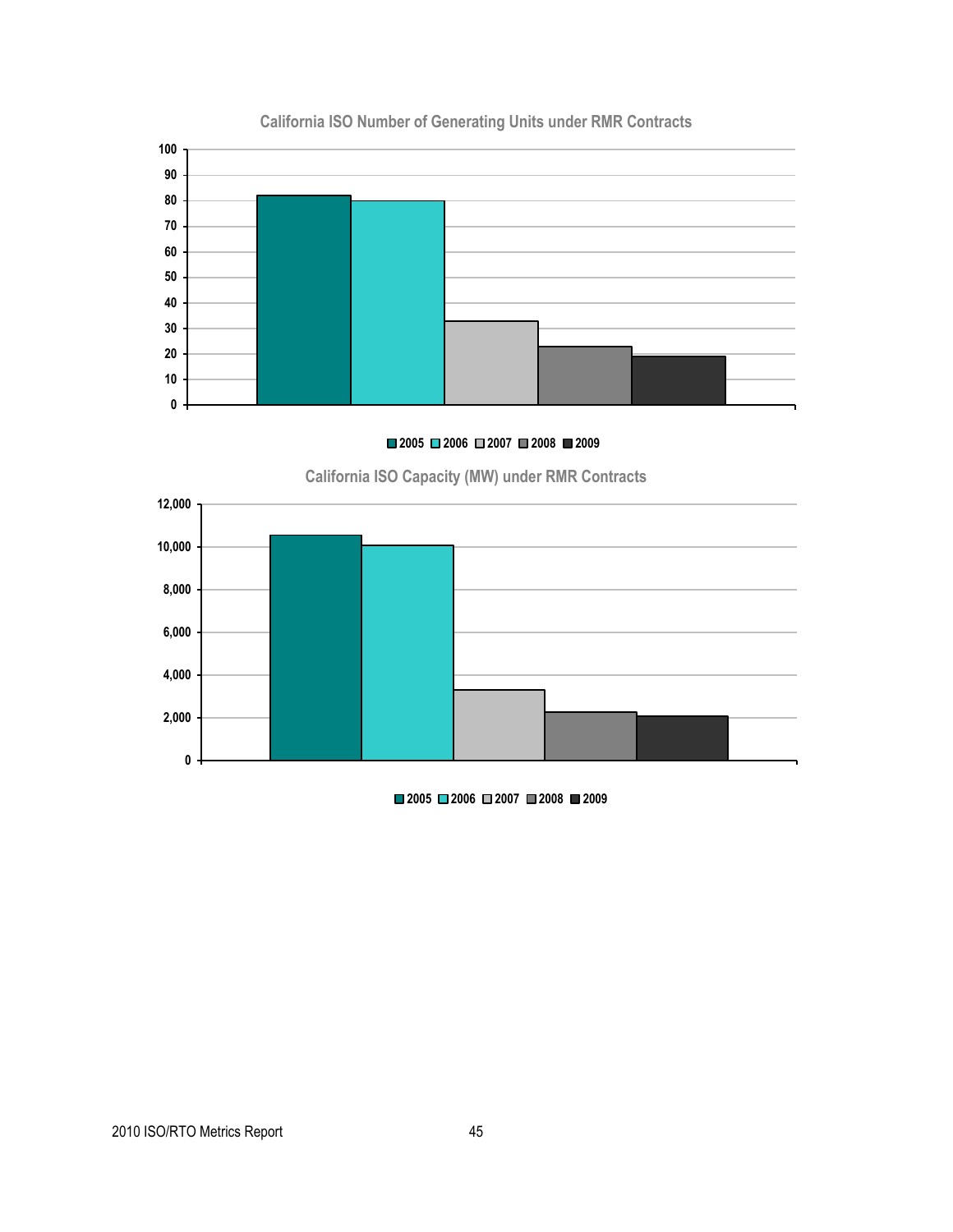California ISO Number of Generating Units under RMR Contracts

100
90
80
70
60
50
40
30
20
10
0

■2005 ■2006 ■2007 ■2008 ■2009

California ISO Capacity (MW) under RMR Contracts

12,000
10,000
8,000
6,000
4,000
2,000
0

■2005 ■2006 ■2007 ■2008 ■2009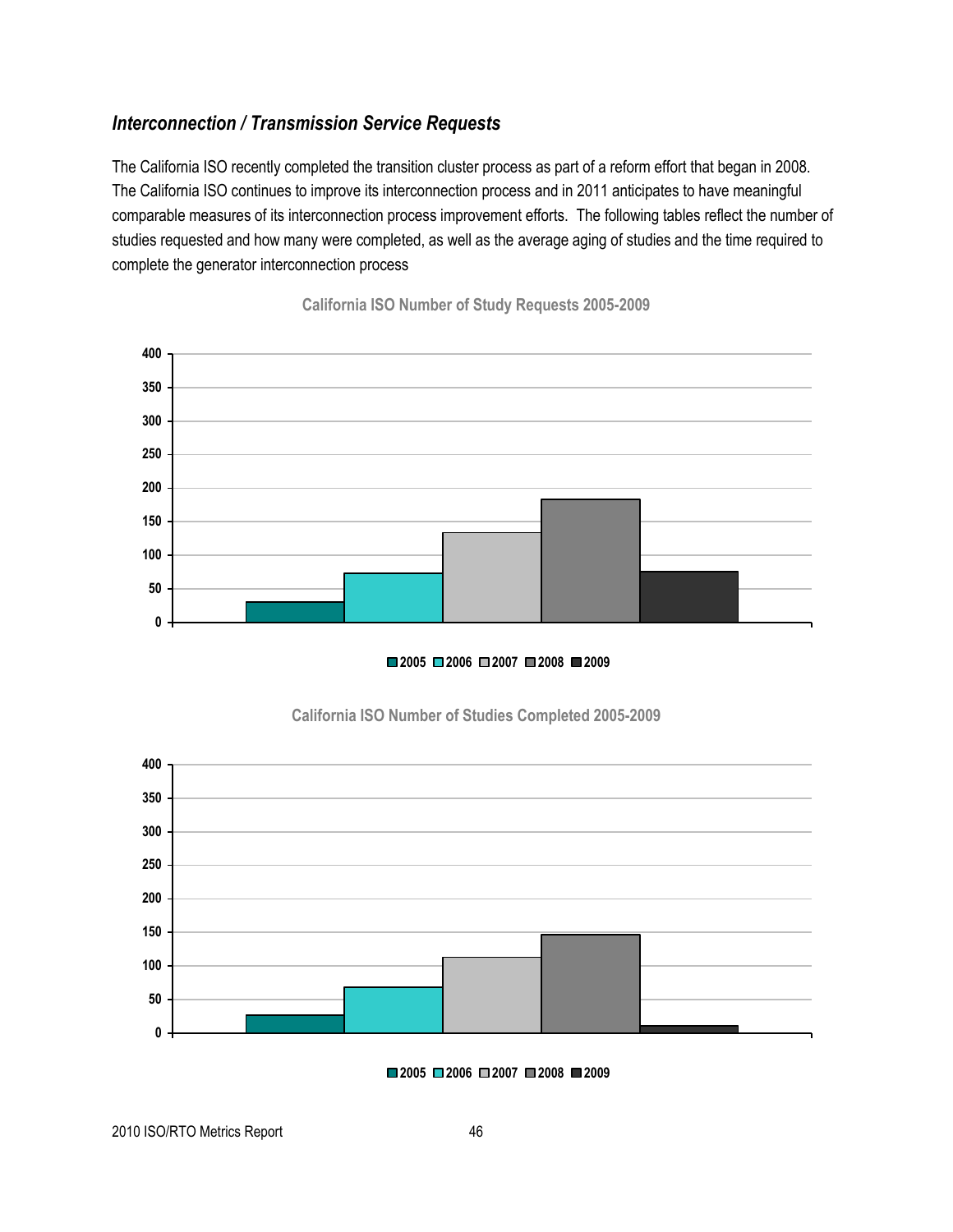### *Interconnection / Transmission Service Requests*

The California ISO recently completed the transition cluster process as part of a reform effort that began in 2008. The California ISO continues to improve its interconnection process and in 2011 anticipates to have meaningful comparable measures of its interconnection process improvement efforts. The following tables reflect the number of studies requested and how many were completed, as well as the average aging of studies and the time required to complete the generator interconnection process

**California ISO Number of Study Requests 2005-2009**

**California ISO Number of Studies Completed 2005-2009**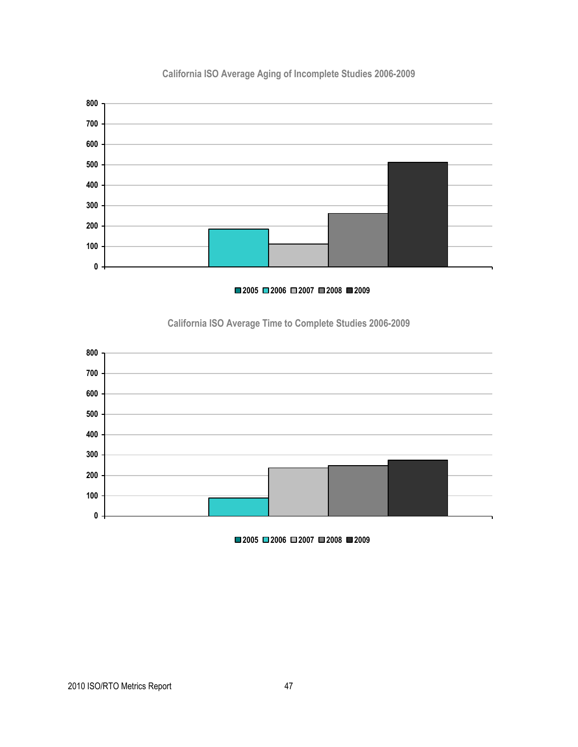California ISO Average Aging of Incomplete Studies 2006-2009

800
700
600
500
400
300
200
100
0

2005 2006 2007 2008 2009

California ISO Average Time to Complete Studies 2006-2009

800
700
600
500
400
300
200
100
0

2005 2006 2007 2008 2009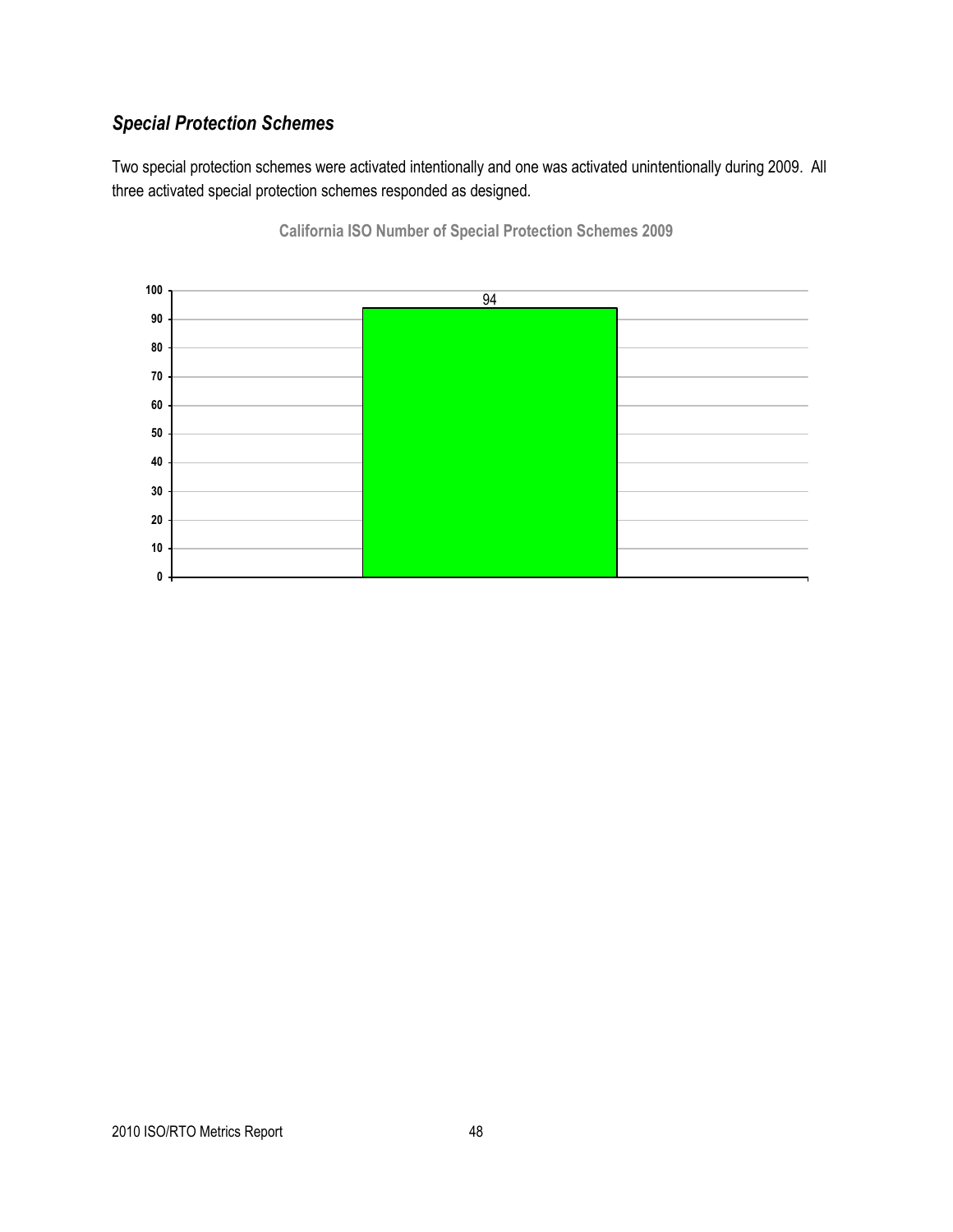### *Special Protection Schemes*

Two special protection schemes were activated intentionally and one was activated unintentionally during 2009. All three activated special protection schemes responded as designed.

**California ISO Number of Special Protection Schemes 2009**

| | Number of Special Protection Schemes |
|---|---|
| 2009 | 94 |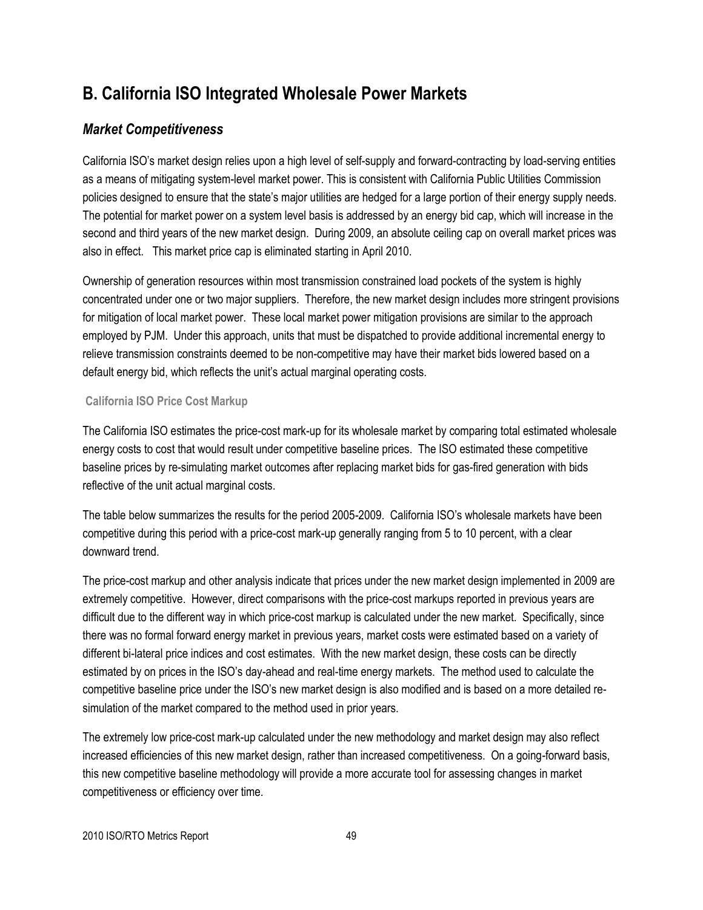## B. California ISO Integrated Wholesale Power Markets

### *Market Competitiveness*

California ISO's market design relies upon a high level of self-supply and forward-contracting by load-serving entities as a means of mitigating system-level market power. This is consistent with California Public Utilities Commission policies designed to ensure that the state's major utilities are hedged for a large portion of their energy supply needs. The potential for market power on a system level basis is addressed by an energy bid cap, which will increase in the second and third years of the new market design. During 2009, an absolute ceiling cap on overall market prices was also in effect. This market price cap is eliminated starting in April 2010.

Ownership of generation resources within most transmission constrained load pockets of the system is highly concentrated under one or two major suppliers. Therefore, the new market design includes more stringent provisions for mitigation of local market power. These local market power mitigation provisions are similar to the approach employed by PJM. Under this approach, units that must be dispatched to provide additional incremental energy to relieve transmission constraints deemed to be non-competitive may have their market bids lowered based on a default energy bid, which reflects the unit's actual marginal operating costs.

#### California ISO Price Cost Markup

The California ISO estimates the price-cost mark-up for its wholesale market by comparing total estimated wholesale energy costs to cost that would result under competitive baseline prices. The ISO estimated these competitive baseline prices by re-simulating market outcomes after replacing market bids for gas-fired generation with bids reflective of the unit actual marginal costs.

The table below summarizes the results for the period 2005-2009. California ISO's wholesale markets have been competitive during this period with a price-cost mark-up generally ranging from 5 to 10 percent, with a clear downward trend.

The price-cost markup and other analysis indicate that prices under the new market design implemented in 2009 are extremely competitive. However, direct comparisons with the price-cost markups reported in previous years are difficult due to the different way in which price-cost markup is calculated under the new market. Specifically, since there was no formal forward energy market in previous years, market costs were estimated based on a variety of different bi-lateral price indices and cost estimates. With the new market design, these costs can be directly estimated by on prices in the ISO's day-ahead and real-time energy markets. The method used to calculate the competitive baseline price under the ISO's new market design is also modified and is based on a more detailed re-simulation of the market compared to the method used in prior years.

The extremely low price-cost mark-up calculated under the new methodology and market design may also reflect increased efficiencies of this new market design, rather than increased competitiveness. On a going-forward basis, this new competitive baseline methodology will provide a more accurate tool for assessing changes in market competitiveness or efficiency over time.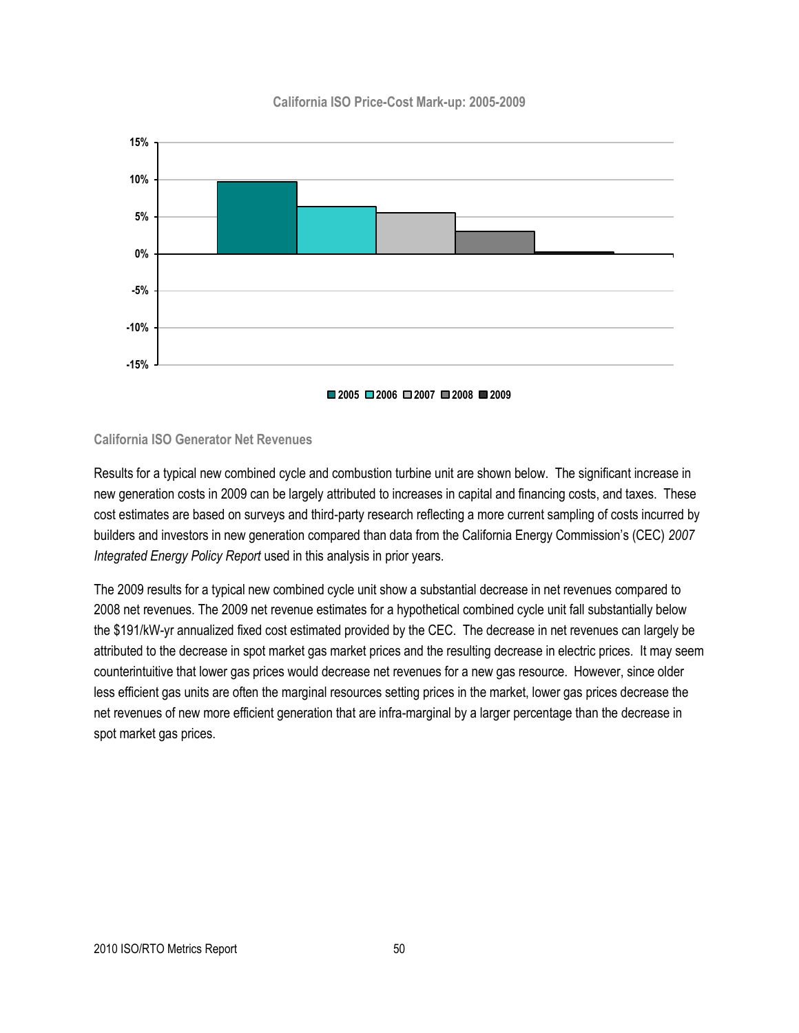### California ISO Price-Cost Mark-up: 2005-2009

### California ISO Generator Net Revenues

Results for a typical new combined cycle and combustion turbine unit are shown below. The significant increase in new generation costs in 2009 can be largely attributed to increases in capital and financing costs, and taxes. These cost estimates are based on surveys and third-party research reflecting a more current sampling of costs incurred by builders and investors in new generation compared than data from the California Energy Commission's (CEC) *2007 Integrated Energy Policy Report* used in this analysis in prior years.

The 2009 results for a typical new combined cycle unit show a substantial decrease in net revenues compared to 2008 net revenues. The 2009 net revenue estimates for a hypothetical combined cycle unit fall substantially below the $191/kW-yr annualized fixed cost estimated provided by the CEC. The decrease in net revenues can largely be attributed to the decrease in spot market gas market prices and the resulting decrease in electric prices. It may seem counterintuitive that lower gas prices would decrease net revenues for a new gas resource. However, since older less efficient gas units are often the marginal resources setting prices in the market, lower gas prices decrease the net revenues of new more efficient generation that are infra-marginal by a larger percentage than the decrease in spot market gas prices.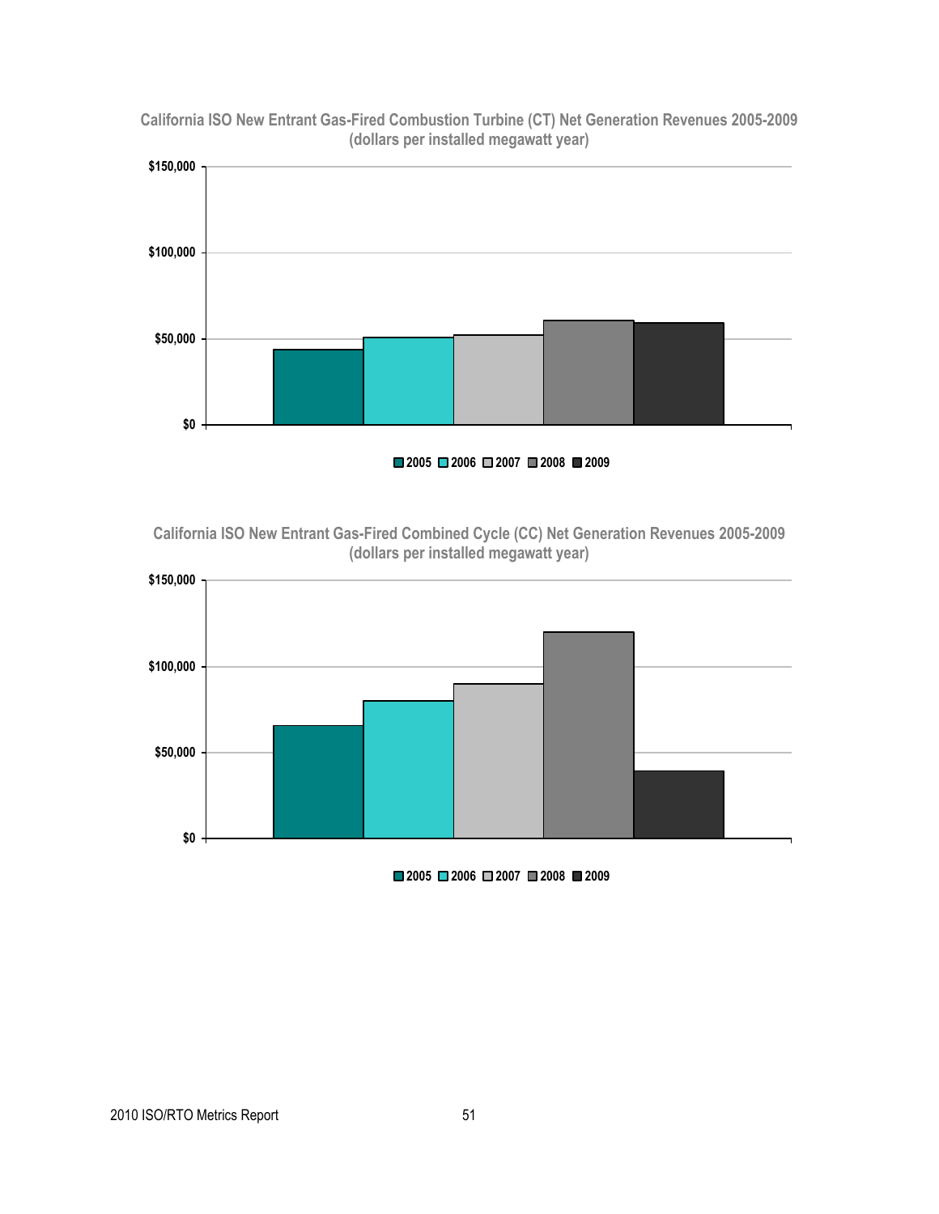**California ISO New Entrant Gas-Fired Combustion Turbine (CT) Net Generation Revenues 2005-2009 (dollars per installed megawatt year)**

$150,000
$100,000
$50,000
$0

2005 2006 2007 2008 2009

**California ISO New Entrant Gas-Fired Combined Cycle (CC) Net Generation Revenues 2005-2009 (dollars per installed megawatt year)**

$150,000
$100,000
$50,000
$0

2005 2006 2007 2008 2009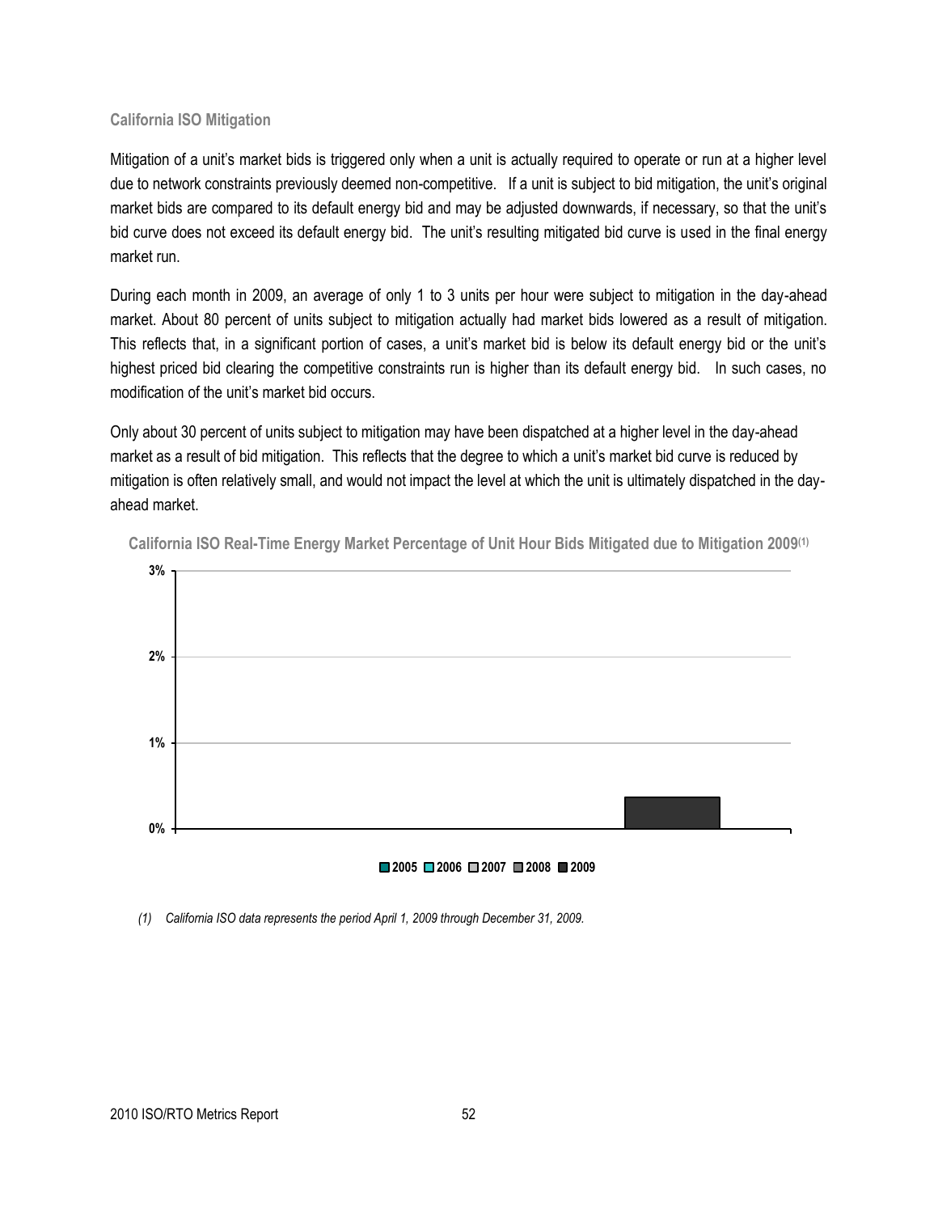**California ISO Mitigation**

Mitigation of a unit's market bids is triggered only when a unit is actually required to operate or run at a higher level due to network constraints previously deemed non-competitive. If a unit is subject to bid mitigation, the unit's original market bids are compared to its default energy bid and may be adjusted downwards, if necessary, so that the unit's bid curve does not exceed its default energy bid. The unit's resulting mitigated bid curve is used in the final energy market run.

During each month in 2009, an average of only 1 to 3 units per hour were subject to mitigation in the day-ahead market. About 80 percent of units subject to mitigation actually had market bids lowered as a result of mitigation. This reflects that, in a significant portion of cases, a unit's market bid is below its default energy bid or the unit's highest priced bid clearing the competitive constraints run is higher than its default energy bid. In such cases, no modification of the unit's market bid occurs.

Only about 30 percent of units subject to mitigation may have been dispatched at a higher level in the day-ahead market as a result of bid mitigation. This reflects that the degree to which a unit's market bid curve is reduced by mitigation is often relatively small, and would not impact the level at which the unit is ultimately dispatched in the day-ahead market.

**California ISO Real-Time Energy Market Percentage of Unit Hour Bids Mitigated due to Mitigation 2009(1)**

*(1) California ISO data represents the period April 1, 2009 through December 31, 2009.*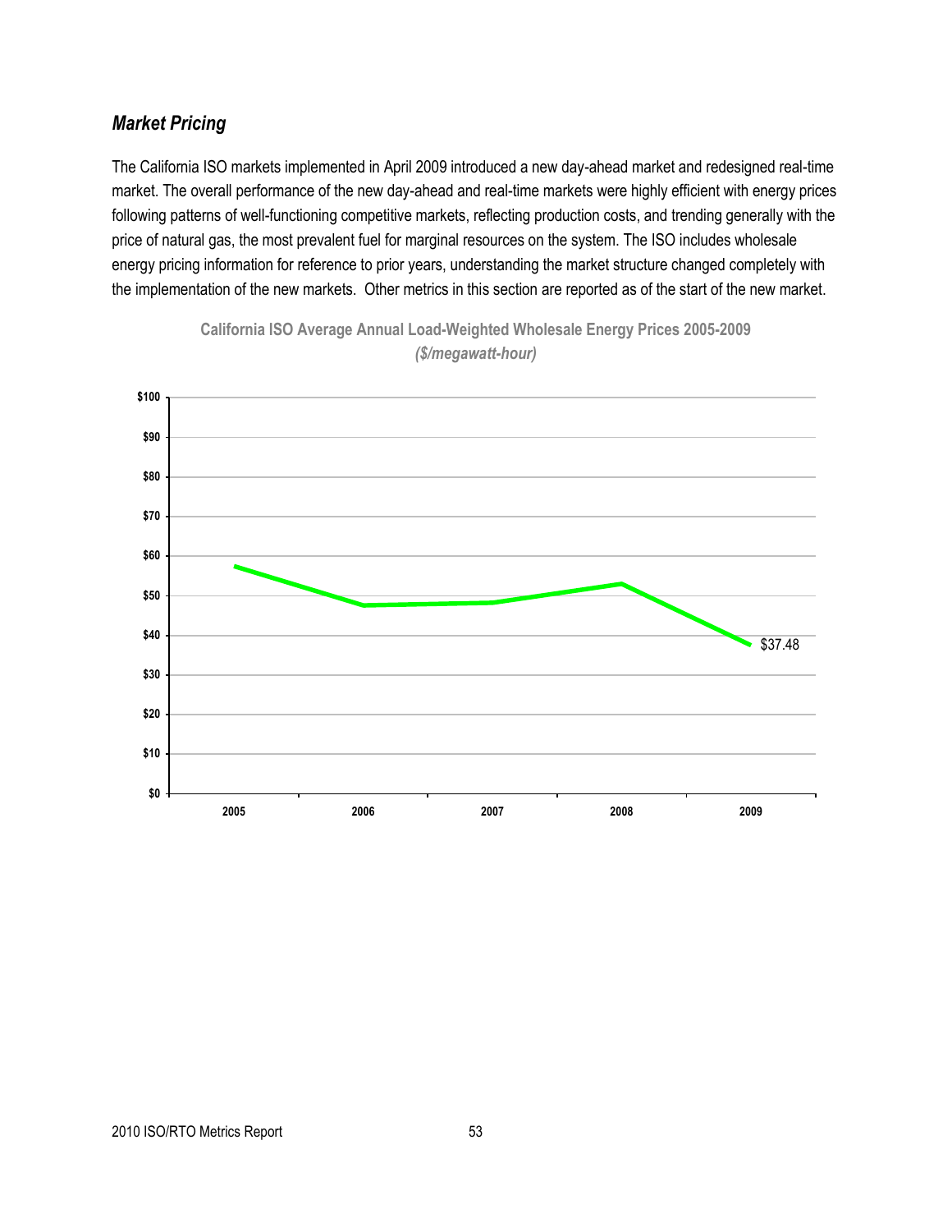### *Market Pricing*

The California ISO markets implemented in April 2009 introduced a new day-ahead market and redesigned real-time market. The overall performance of the new day-ahead and real-time markets were highly efficient with energy prices following patterns of well-functioning competitive markets, reflecting production costs, and trending generally with the price of natural gas, the most prevalent fuel for marginal resources on the system. The ISO includes wholesale energy pricing information for reference to prior years, understanding the market structure changed completely with the implementation of the new markets. Other metrics in this section are reported as of the start of the new market.

**California ISO Average Annual Load-Weighted Wholesale Energy Prices 2005-2009**
***($/megawatt-hour)***

$100
$90
$80
$70
$60
$50
$40
$30
$20
$10
$0

2005 2006 2007 2008 2009

$37.48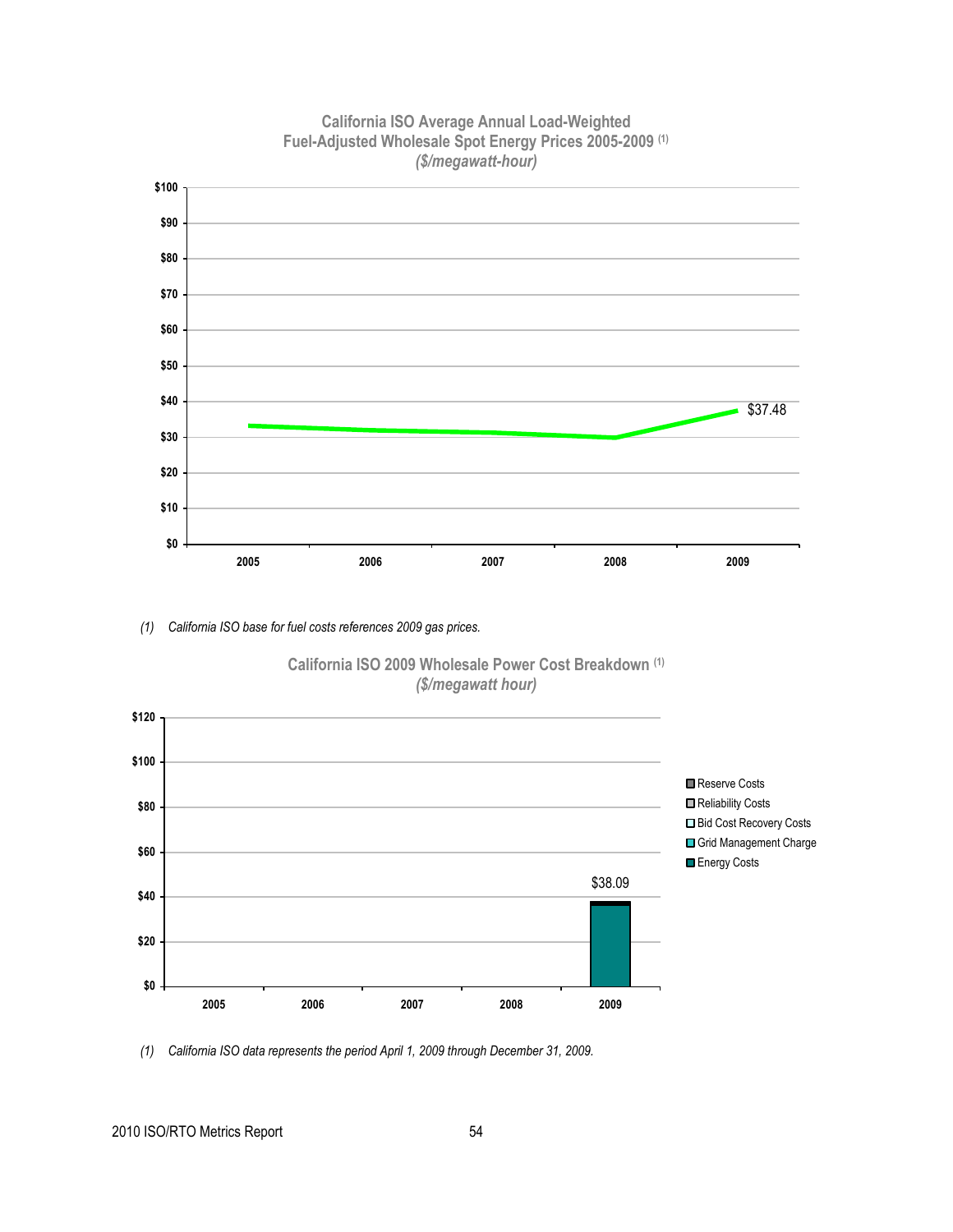**California ISO Average Annual Load-Weighted Fuel-Adjusted Wholesale Spot Energy Prices 2005-2009** (1)
***($/megawatt-hour)***

$100
$90
$80
$70
$60
$50
$40
$30
$20
$10
$0

2005 2006 2007 2008 2009

$37.48

*(1) California ISO base for fuel costs references 2009 gas prices.*

**California ISO 2009 Wholesale Power Cost Breakdown** (1)
***($/megawatt hour)***

$120
$100
$80
$60
$40
$20
$0

2005 2006 2007 2008 2009

$38.09

- Reserve Costs
- Reliability Costs
- Bid Cost Recovery Costs
- Grid Management Charge
- Energy Costs

*(1) California ISO data represents the period April 1, 2009 through December 31, 2009.*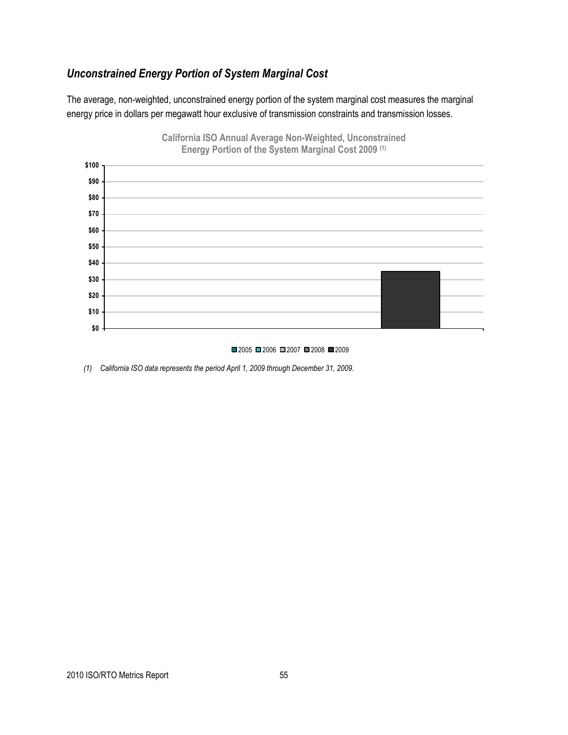## *Unconstrained Energy Portion of System Marginal Cost*

The average, non-weighted, unconstrained energy portion of the system marginal cost measures the marginal energy price in dollars per megawatt hour exclusive of transmission constraints and transmission losses.

**California ISO Annual Average Non-Weighted, Unconstrained Energy Portion of the System Marginal Cost 2009 (1)**

*(1) California ISO data represents the period April 1, 2009 through December 31, 2009.*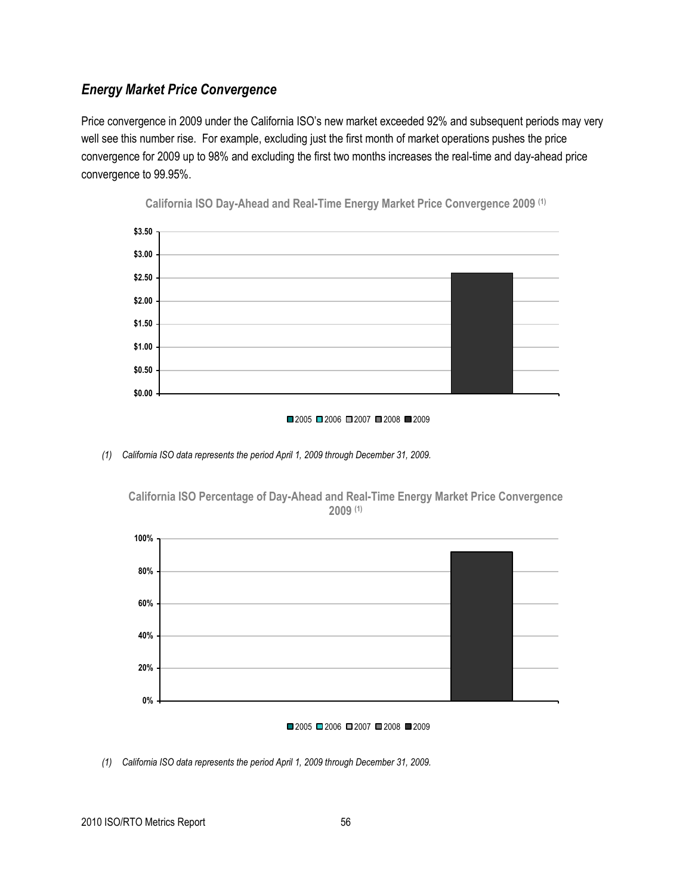### *Energy Market Price Convergence*

Price convergence in 2009 under the California ISO's new market exceeded 92% and subsequent periods may very well see this number rise. For example, excluding just the first month of market operations pushes the price convergence for 2009 up to 98% and excluding the first two months increases the real-time and day-ahead price convergence to 99.95%.

**California ISO Day-Ahead and Real-Time Energy Market Price Convergence 2009** (1)

*(1) California ISO data represents the period April 1, 2009 through December 31, 2009.*

**California ISO Percentage of Day-Ahead and Real-Time Energy Market Price Convergence 2009** (1)

*(1) California ISO data represents the period April 1, 2009 through December 31, 2009.*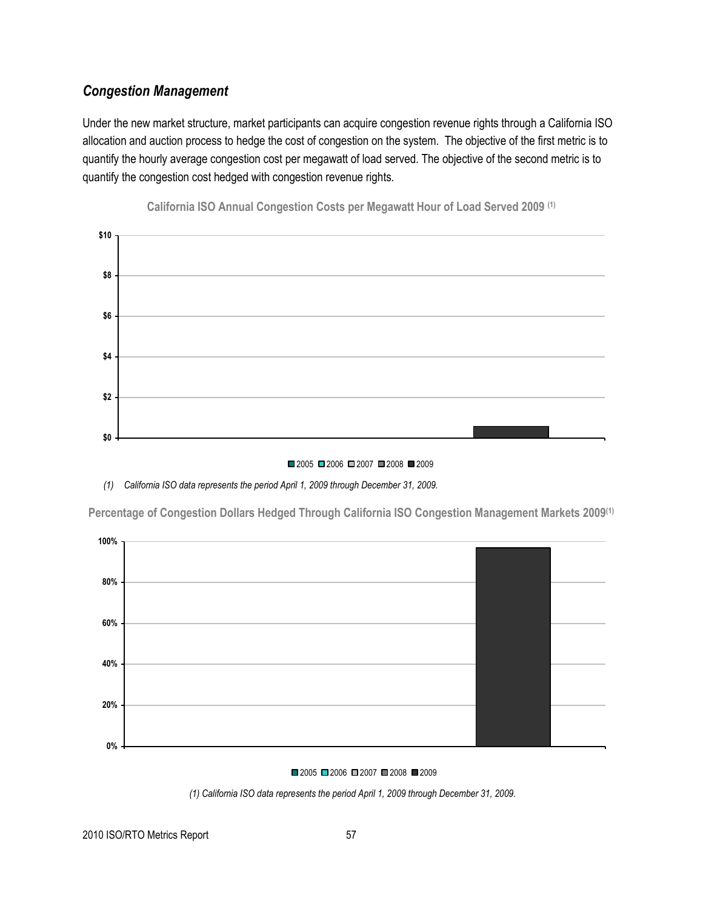### *Congestion Management*

Under the new market structure, market participants can acquire congestion revenue rights through a California ISO allocation and auction process to hedge the cost of congestion on the system. The objective of the first metric is to quantify the hourly average congestion cost per megawatt of load served. The objective of the second metric is to quantify the congestion cost hedged with congestion revenue rights.

**California ISO Annual Congestion Costs per Megawatt Hour of Load Served 2009** (1)

$10
$8
$6
$4
$2
$0

2005 2006 2007 2008 2009

*(1) California ISO data represents the period April 1, 2009 through December 31, 2009.*

**Percentage of Congestion Dollars Hedged Through California ISO Congestion Management Markets 2009**(1)

100%
80%
60%
40%
20%
0%

2005 2006 2007 2008 2009

*(1) California ISO data represents the period April 1, 2009 through December 31, 2009.*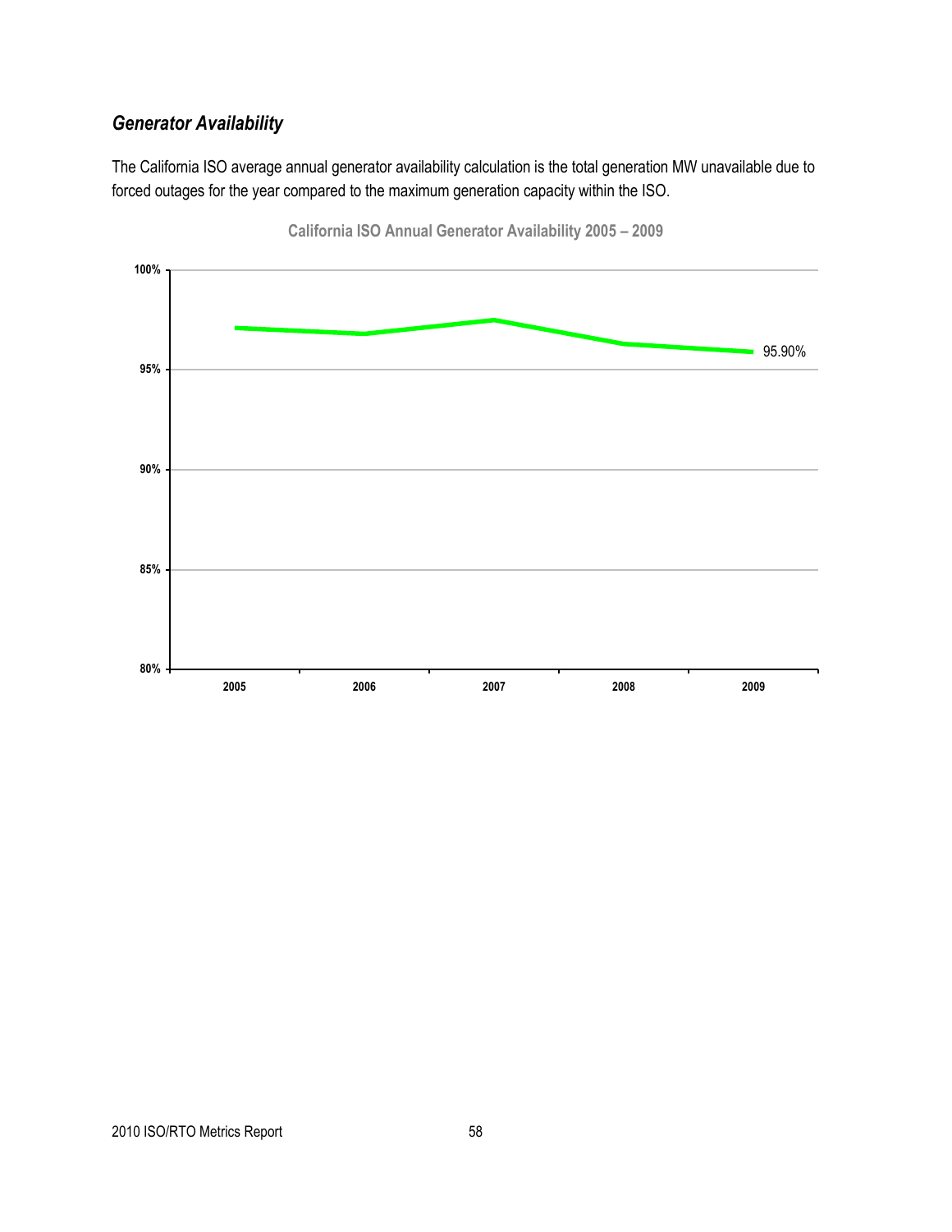### *Generator Availability*

The California ISO average annual generator availability calculation is the total generation MW unavailable due to forced outages for the year compared to the maximum generation capacity within the ISO.

**California ISO Annual Generator Availability 2005 – 2009**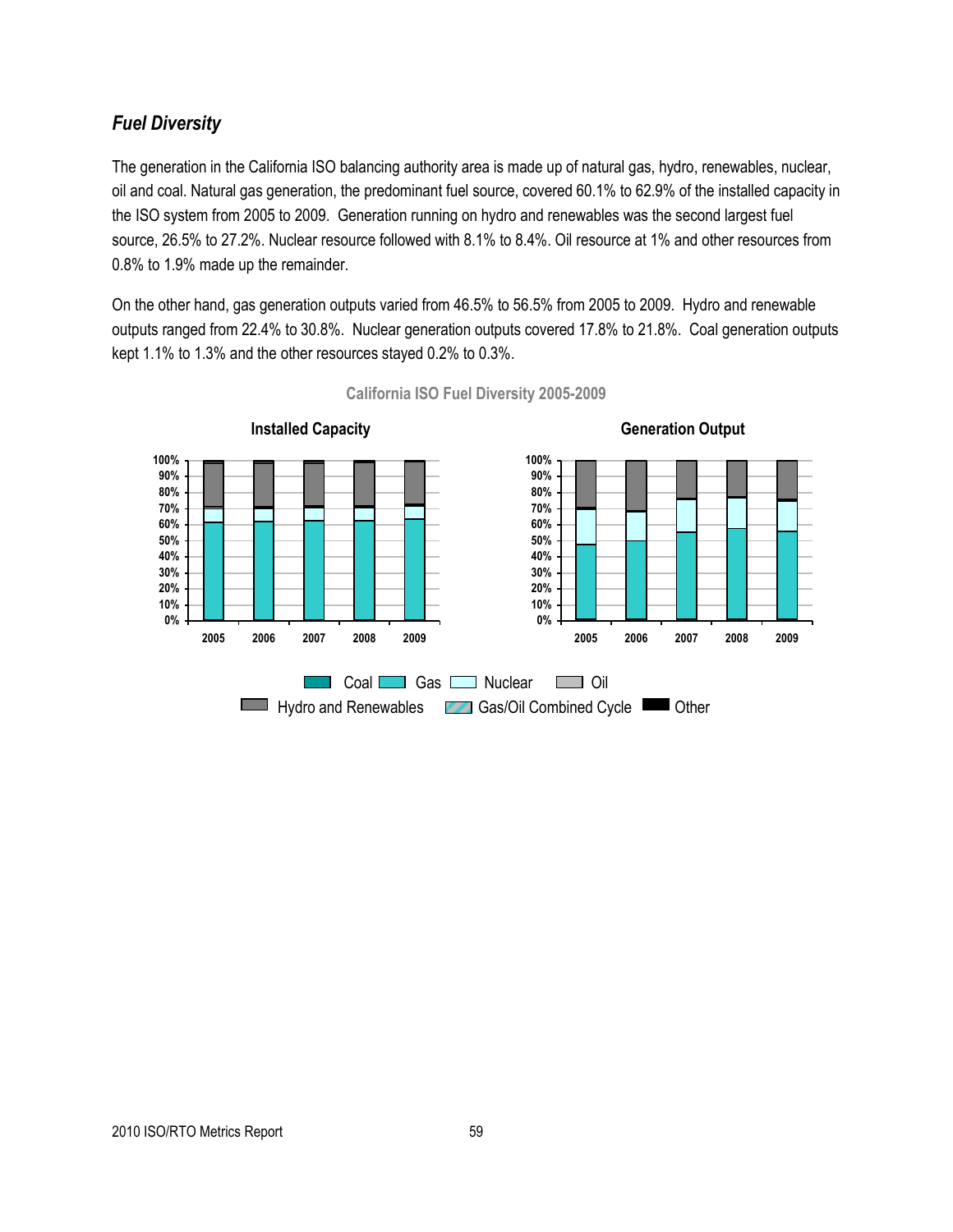### *Fuel Diversity*

The generation in the California ISO balancing authority area is made up of natural gas, hydro, renewables, nuclear, oil and coal. Natural gas generation, the predominant fuel source, covered 60.1% to 62.9% of the installed capacity in the ISO system from 2005 to 2009. Generation running on hydro and renewables was the second largest fuel source, 26.5% to 27.2%. Nuclear resource followed with 8.1% to 8.4%. Oil resource at 1% and other resources from 0.8% to 1.9% made up the remainder.

On the other hand, gas generation outputs varied from 46.5% to 56.5% from 2005 to 2009. Hydro and renewable outputs ranged from 22.4% to 30.8%. Nuclear generation outputs covered 17.8% to 21.8%. Coal generation outputs kept 1.1% to 1.3% and the other resources stayed 0.2% to 0.3%.

**California ISO Fuel Diversity 2005-2009**

**Installed Capacity** | **Generation Output**

Coal, Gas, Nuclear, Oil, Hydro and Renewables, Gas/Oil Combined Cycle, Other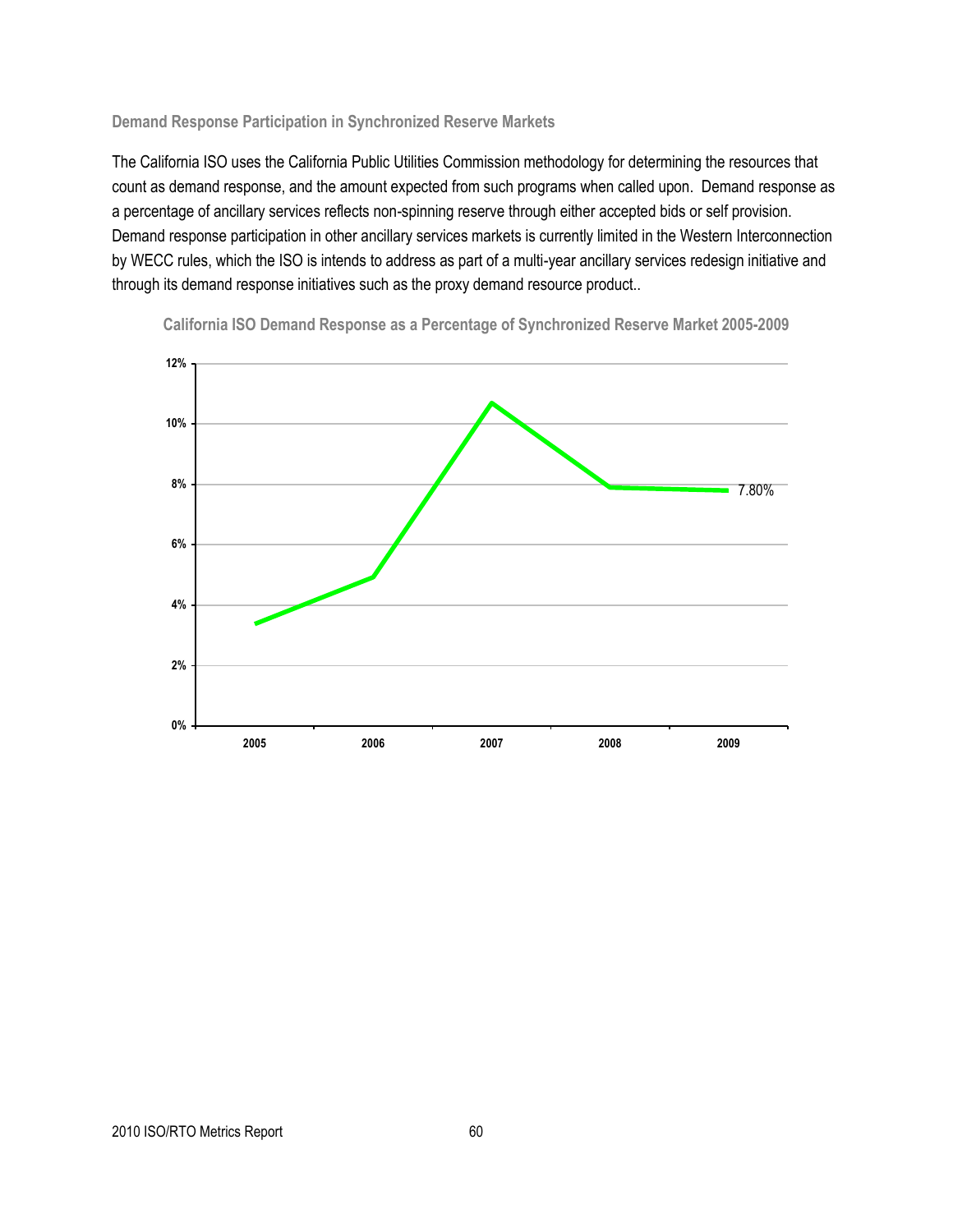### Demand Response Participation in Synchronized Reserve Markets

The California ISO uses the California Public Utilities Commission methodology for determining the resources that count as demand response, and the amount expected from such programs when called upon. Demand response as a percentage of ancillary services reflects non-spinning reserve through either accepted bids or self provision. Demand response participation in other ancillary services markets is currently limited in the Western Interconnection by WECC rules, which the ISO is intends to address as part of a multi-year ancillary services redesign initiative and through its demand response initiatives such as the proxy demand resource product..

California ISO Demand Response as a Percentage of Synchronized Reserve Market 2005-2009

12%
10%
8%
6%
4%
2%
0%

7.80%

2005 2006 2007 2008 2009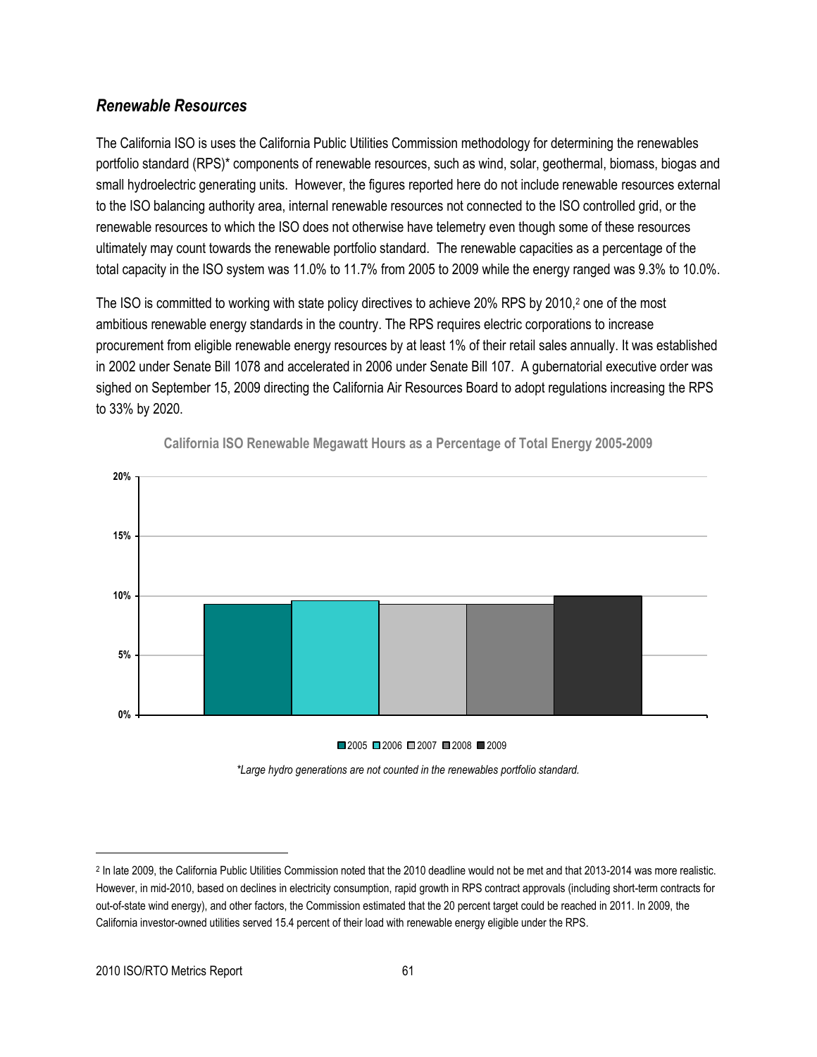### *Renewable Resources*

The California ISO is uses the California Public Utilities Commission methodology for determining the renewables portfolio standard (RPS)* components of renewable resources, such as wind, solar, geothermal, biomass, biogas and small hydroelectric generating units. However, the figures reported here do not include renewable resources external to the ISO balancing authority area, internal renewable resources not connected to the ISO controlled grid, or the renewable resources to which the ISO does not otherwise have telemetry even though some of these resources ultimately may count towards the renewable portfolio standard. The renewable capacities as a percentage of the total capacity in the ISO system was 11.0% to 11.7% from 2005 to 2009 while the energy ranged was 9.3% to 10.0%.

The ISO is committed to working with state policy directives to achieve 20% RPS by 2010,[2] one of the most ambitious renewable energy standards in the country. The RPS requires electric corporations to increase procurement from eligible renewable energy resources by at least 1% of their retail sales annually. It was established in 2002 under Senate Bill 1078 and accelerated in 2006 under Senate Bill 107. A gubernatorial executive order was sighed on September 15, 2009 directing the California Air Resources Board to adopt regulations increasing the RPS to 33% by 2020.

**California ISO Renewable Megawatt Hours as a Percentage of Total Energy 2005-2009**

*\*Large hydro generations are not counted in the renewables portfolio standard.*

[2] In late 2009, the California Public Utilities Commission noted that the 2010 deadline would not be met and that 2013-2014 was more realistic. However, in mid-2010, based on declines in electricity consumption, rapid growth in RPS contract approvals (including short-term contracts for out-of-state wind energy), and other factors, the Commission estimated that the 20 percent target could be reached in 2011. In 2009, the California investor-owned utilities served 15.4 percent of their load with renewable energy eligible under the RPS.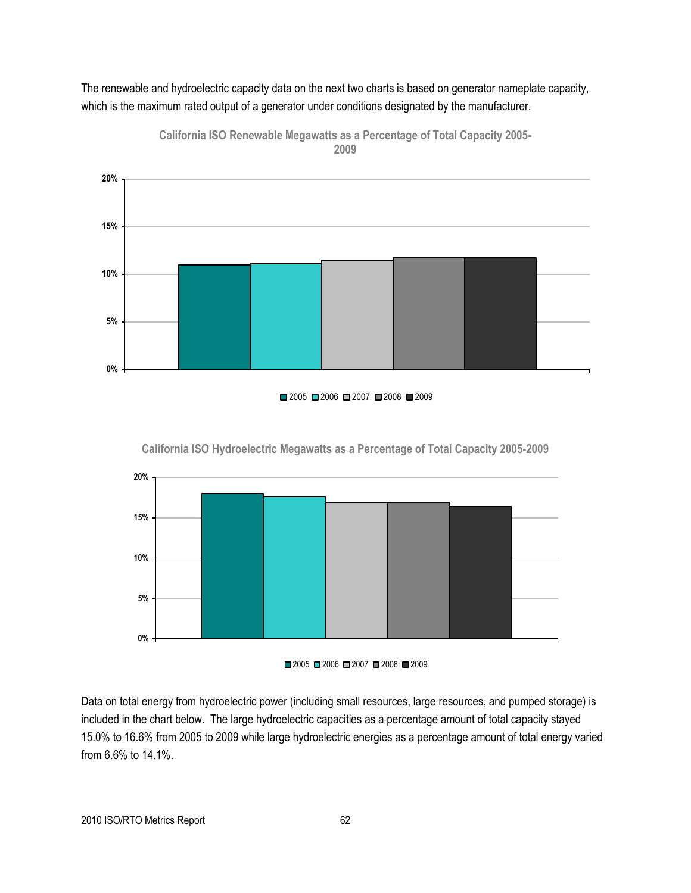The renewable and hydroelectric capacity data on the next two charts is based on generator nameplate capacity, which is the maximum rated output of a generator under conditions designated by the manufacturer.

**California ISO Renewable Megawatts as a Percentage of Total Capacity 2005-2009**

**California ISO Hydroelectric Megawatts as a Percentage of Total Capacity 2005-2009**

Data on total energy from hydroelectric power (including small resources, large resources, and pumped storage) is included in the chart below. The large hydroelectric capacities as a percentage amount of total capacity stayed 15.0% to 16.6% from 2005 to 2009 while large hydroelectric energies as a percentage amount of total energy varied from 6.6% to 14.1%.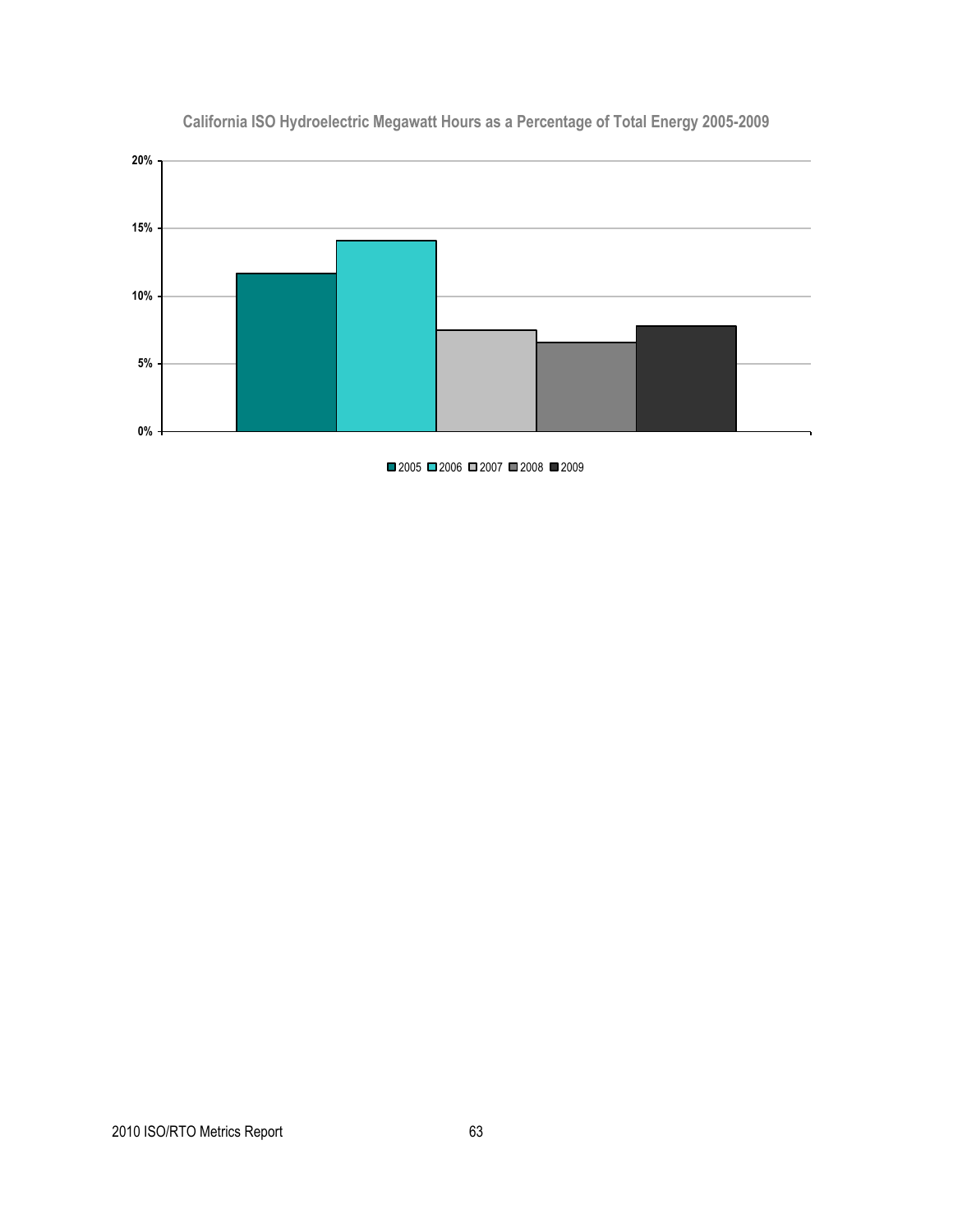**California ISO Hydroelectric Megawatt Hours as a Percentage of Total Energy 2005-2009**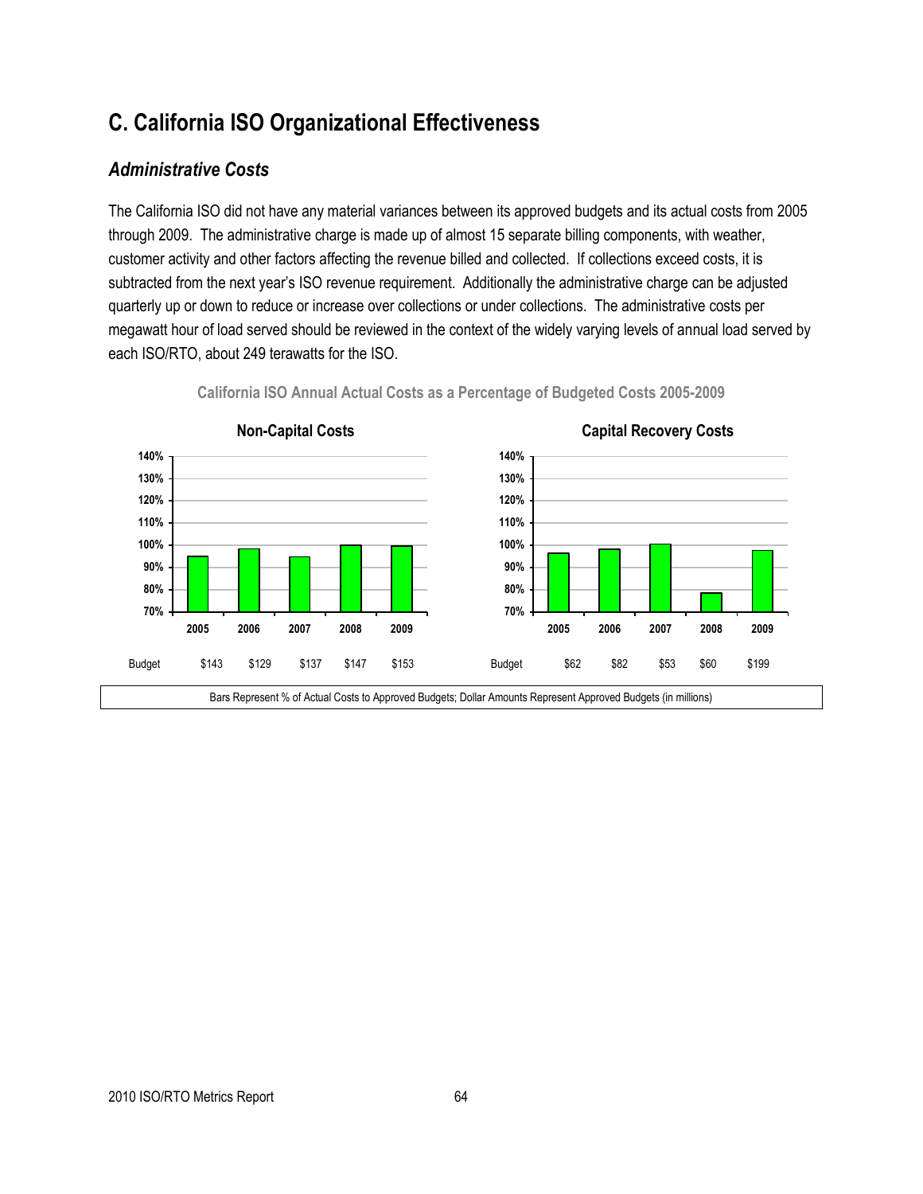# C. California ISO Organizational Effectiveness

## *Administrative Costs*

The California ISO did not have any material variances between its approved budgets and its actual costs from 2005 through 2009. The administrative charge is made up of almost 15 separate billing components, with weather, customer activity and other factors affecting the revenue billed and collected. If collections exceed costs, it is subtracted from the next year's ISO revenue requirement. Additionally the administrative charge can be adjusted quarterly up or down to reduce or increase over collections or under collections. The administrative costs per megawatt hour of load served should be reviewed in the context of the widely varying levels of annual load served by each ISO/RTO, about 249 terawatts for the ISO.

**California ISO Annual Actual Costs as a Percentage of Budgeted Costs 2005-2009**

**Non-Capital Costs**

| | 2005 | 2006 | 2007 | 2008 | 2009 |
|---|---|---|---|---|---|
| Budget | $143 | $129 | $137 | $147 | $153 |

**Capital Recovery Costs**

| | 2005 | 2006 | 2007 | 2008 | 2009 |
|---|---|---|---|---|---|
| Budget | $62 | $82 | $53 | $60 | $199 |

Bars Represent % of Actual Costs to Approved Budgets; Dollar Amounts Represent Approved Budgets (in millions)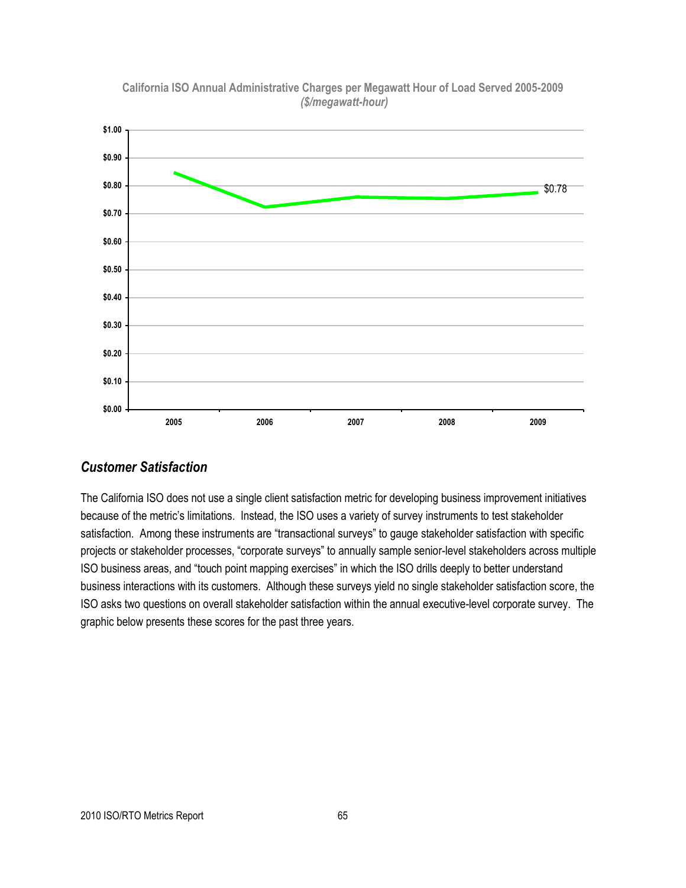**California ISO Annual Administrative Charges per Megawatt Hour of Load Served 2005-2009**
***($/megawatt-hour)***

### *Customer Satisfaction*

The California ISO does not use a single client satisfaction metric for developing business improvement initiatives because of the metric's limitations. Instead, the ISO uses a variety of survey instruments to test stakeholder satisfaction. Among these instruments are "transactional surveys" to gauge stakeholder satisfaction with specific projects or stakeholder processes, "corporate surveys" to annually sample senior-level stakeholders across multiple ISO business areas, and "touch point mapping exercises" in which the ISO drills deeply to better understand business interactions with its customers. Although these surveys yield no single stakeholder satisfaction score, the ISO asks two questions on overall stakeholder satisfaction within the annual executive-level corporate survey. The graphic below presents these scores for the past three years.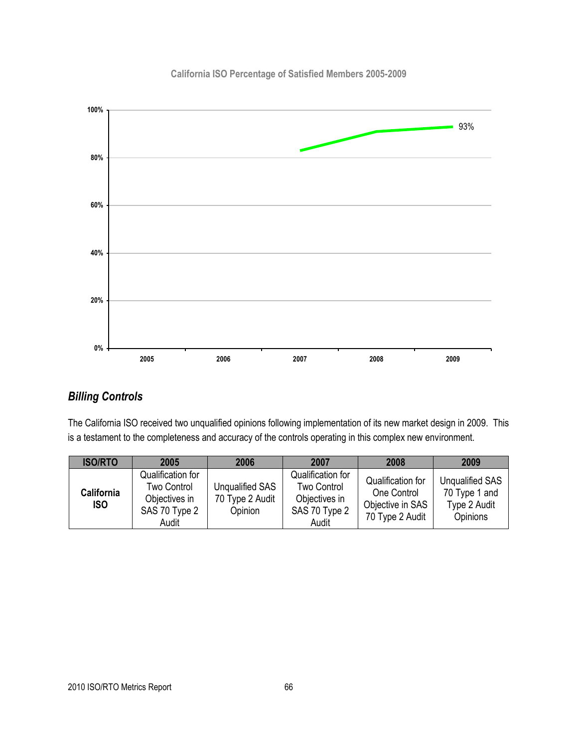**California ISO Percentage of Satisfied Members 2005-2009**

## *Billing Controls*

The California ISO received two unqualified opinions following implementation of its new market design in 2009. This is a testament to the completeness and accuracy of the controls operating in this complex new environment.

| ISO/RTO | 2005 | 2006 | 2007 | 2008 | 2009 |
|---|---|---|---|---|---|
| **California ISO** | Qualification for Two Control Objectives in SAS 70 Type 2 Audit | Unqualified SAS 70 Type 2 Audit Opinion | Qualification for Two Control Objectives in SAS 70 Type 2 Audit | Qualification for One Control Objective in SAS 70 Type 2 Audit | Unqualified SAS 70 Type 1 and Type 2 Audit Opinions |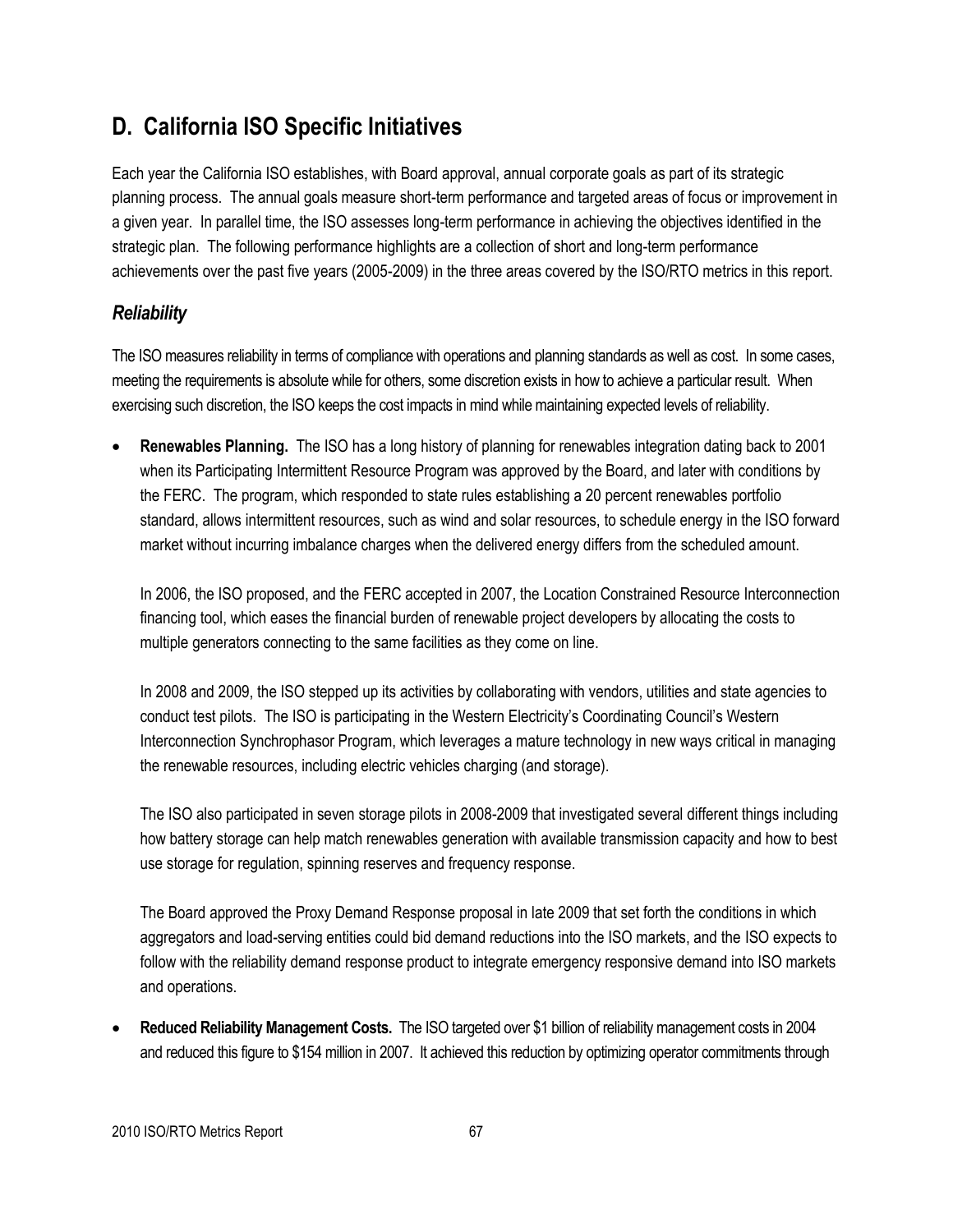## D. California ISO Specific Initiatives

Each year the California ISO establishes, with Board approval, annual corporate goals as part of its strategic planning process. The annual goals measure short-term performance and targeted areas of focus or improvement in a given year. In parallel time, the ISO assesses long-term performance in achieving the objectives identified in the strategic plan. The following performance highlights are a collection of short and long-term performance achievements over the past five years (2005-2009) in the three areas covered by the ISO/RTO metrics in this report.

### *Reliability*

The ISO measures reliability in terms of compliance with operations and planning standards as well as cost. In some cases, meeting the requirements is absolute while for others, some discretion exists in how to achieve a particular result. When exercising such discretion, the ISO keeps the cost impacts in mind while maintaining expected levels of reliability.

- **Renewables Planning.** The ISO has a long history of planning for renewables integration dating back to 2001 when its Participating Intermittent Resource Program was approved by the Board, and later with conditions by the FERC. The program, which responded to state rules establishing a 20 percent renewables portfolio standard, allows intermittent resources, such as wind and solar resources, to schedule energy in the ISO forward market without incurring imbalance charges when the delivered energy differs from the scheduled amount.

  In 2006, the ISO proposed, and the FERC accepted in 2007, the Location Constrained Resource Interconnection financing tool, which eases the financial burden of renewable project developers by allocating the costs to multiple generators connecting to the same facilities as they come on line.

  In 2008 and 2009, the ISO stepped up its activities by collaborating with vendors, utilities and state agencies to conduct test pilots. The ISO is participating in the Western Electricity's Coordinating Council's Western Interconnection Synchrophasor Program, which leverages a mature technology in new ways critical in managing the renewable resources, including electric vehicles charging (and storage).

  The ISO also participated in seven storage pilots in 2008-2009 that investigated several different things including how battery storage can help match renewables generation with available transmission capacity and how to best use storage for regulation, spinning reserves and frequency response.

  The Board approved the Proxy Demand Response proposal in late 2009 that set forth the conditions in which aggregators and load-serving entities could bid demand reductions into the ISO markets, and the ISO expects to follow with the reliability demand response product to integrate emergency responsive demand into ISO markets and operations.

- **Reduced Reliability Management Costs.** The ISO targeted over $1 billion of reliability management costs in 2004 and reduced this figure to $154 million in 2007. It achieved this reduction by optimizing operator commitments through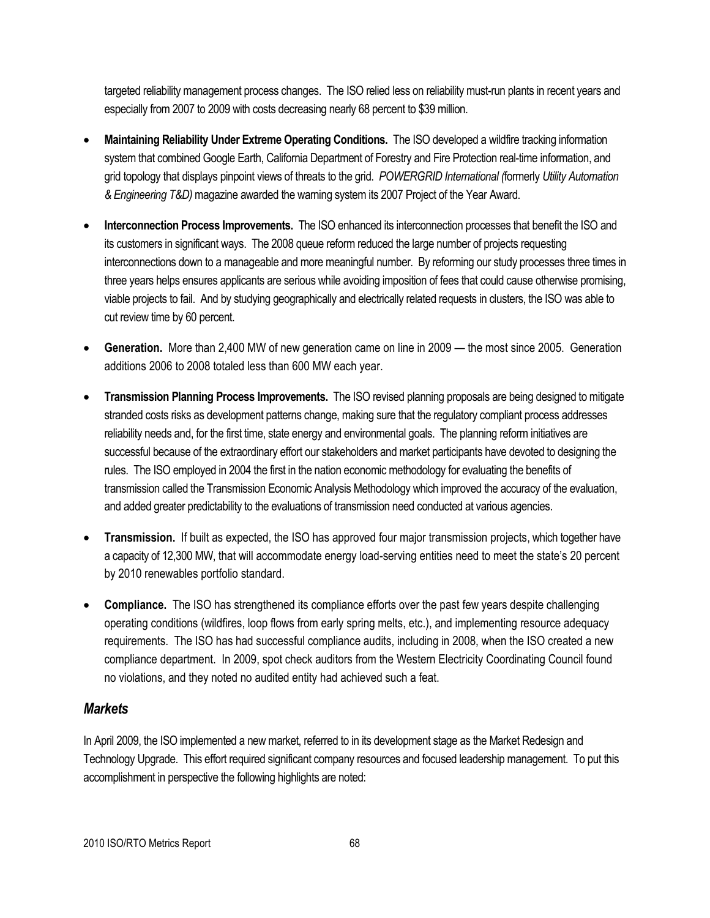targeted reliability management process changes. The ISO relied less on reliability must-run plants in recent years and especially from 2007 to 2009 with costs decreasing nearly 68 percent to $39 million.

- **Maintaining Reliability Under Extreme Operating Conditions.** The ISO developed a wildfire tracking information system that combined Google Earth, California Department of Forestry and Fire Protection real-time information, and grid topology that displays pinpoint views of threats to the grid. *POWERGRID International (*formerly *Utility Automation & Engineering T&D)* magazine awarded the warning system its 2007 Project of the Year Award.

- **Interconnection Process Improvements.** The ISO enhanced its interconnection processes that benefit the ISO and its customers in significant ways. The 2008 queue reform reduced the large number of projects requesting interconnections down to a manageable and more meaningful number. By reforming our study processes three times in three years helps ensures applicants are serious while avoiding imposition of fees that could cause otherwise promising, viable projects to fail. And by studying geographically and electrically related requests in clusters, the ISO was able to cut review time by 60 percent.

- **Generation.** More than 2,400 MW of new generation came on line in 2009 — the most since 2005. Generation additions 2006 to 2008 totaled less than 600 MW each year.

- **Transmission Planning Process Improvements.** The ISO revised planning proposals are being designed to mitigate stranded costs risks as development patterns change, making sure that the regulatory compliant process addresses reliability needs and, for the first time, state energy and environmental goals. The planning reform initiatives are successful because of the extraordinary effort our stakeholders and market participants have devoted to designing the rules. The ISO employed in 2004 the first in the nation economic methodology for evaluating the benefits of transmission called the Transmission Economic Analysis Methodology which improved the accuracy of the evaluation, and added greater predictability to the evaluations of transmission need conducted at various agencies.

- **Transmission.** If built as expected, the ISO has approved four major transmission projects, which together have a capacity of 12,300 MW, that will accommodate energy load-serving entities need to meet the state's 20 percent by 2010 renewables portfolio standard.

- **Compliance.** The ISO has strengthened its compliance efforts over the past few years despite challenging operating conditions (wildfires, loop flows from early spring melts, etc.), and implementing resource adequacy requirements. The ISO has had successful compliance audits, including in 2008, when the ISO created a new compliance department. In 2009, spot check auditors from the Western Electricity Coordinating Council found no violations, and they noted no audited entity had achieved such a feat.

## *Markets*

In April 2009, the ISO implemented a new market, referred to in its development stage as the Market Redesign and Technology Upgrade. This effort required significant company resources and focused leadership management. To put this accomplishment in perspective the following highlights are noted: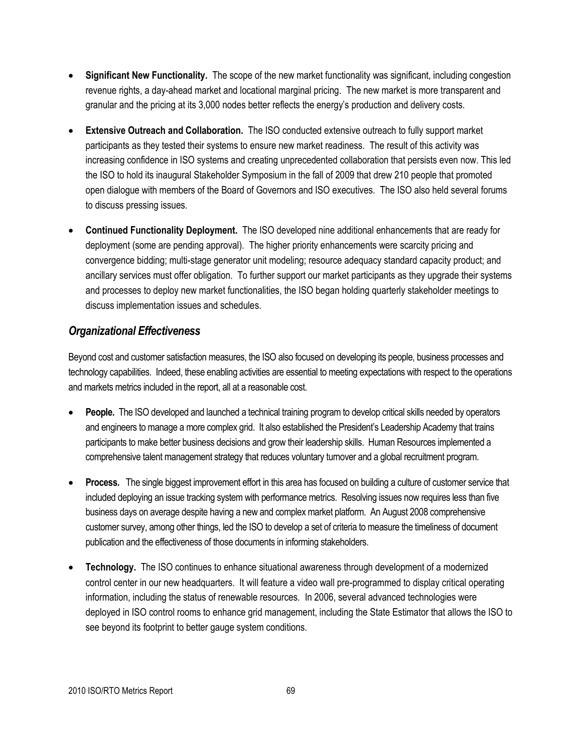- **Significant New Functionality.** The scope of the new market functionality was significant, including congestion revenue rights, a day-ahead market and locational marginal pricing. The new market is more transparent and granular and the pricing at its 3,000 nodes better reflects the energy's production and delivery costs.

- **Extensive Outreach and Collaboration.** The ISO conducted extensive outreach to fully support market participants as they tested their systems to ensure new market readiness. The result of this activity was increasing confidence in ISO systems and creating unprecedented collaboration that persists even now. This led the ISO to hold its inaugural Stakeholder Symposium in the fall of 2009 that drew 210 people that promoted open dialogue with members of the Board of Governors and ISO executives. The ISO also held several forums to discuss pressing issues.

- **Continued Functionality Deployment.** The ISO developed nine additional enhancements that are ready for deployment (some are pending approval). The higher priority enhancements were scarcity pricing and convergence bidding; multi-stage generator unit modeling; resource adequacy standard capacity product; and ancillary services must offer obligation. To further support our market participants as they upgrade their systems and processes to deploy new market functionalities, the ISO began holding quarterly stakeholder meetings to discuss implementation issues and schedules.

## *Organizational Effectiveness*

Beyond cost and customer satisfaction measures, the ISO also focused on developing its people, business processes and technology capabilities. Indeed, these enabling activities are essential to meeting expectations with respect to the operations and markets metrics included in the report, all at a reasonable cost.

- **People.** The ISO developed and launched a technical training program to develop critical skills needed by operators and engineers to manage a more complex grid. It also established the President's Leadership Academy that trains participants to make better business decisions and grow their leadership skills. Human Resources implemented a comprehensive talent management strategy that reduces voluntary turnover and a global recruitment program.

- **Process.** The single biggest improvement effort in this area has focused on building a culture of customer service that included deploying an issue tracking system with performance metrics. Resolving issues now requires less than five business days on average despite having a new and complex market platform. An August 2008 comprehensive customer survey, among other things, led the ISO to develop a set of criteria to measure the timeliness of document publication and the effectiveness of those documents in informing stakeholders.

- **Technology.** The ISO continues to enhance situational awareness through development of a modernized control center in our new headquarters. It will feature a video wall pre-programmed to display critical operating information, including the status of renewable resources. In 2006, several advanced technologies were deployed in ISO control rooms to enhance grid management, including the State Estimator that allows the ISO to see beyond its footprint to better gauge system conditions.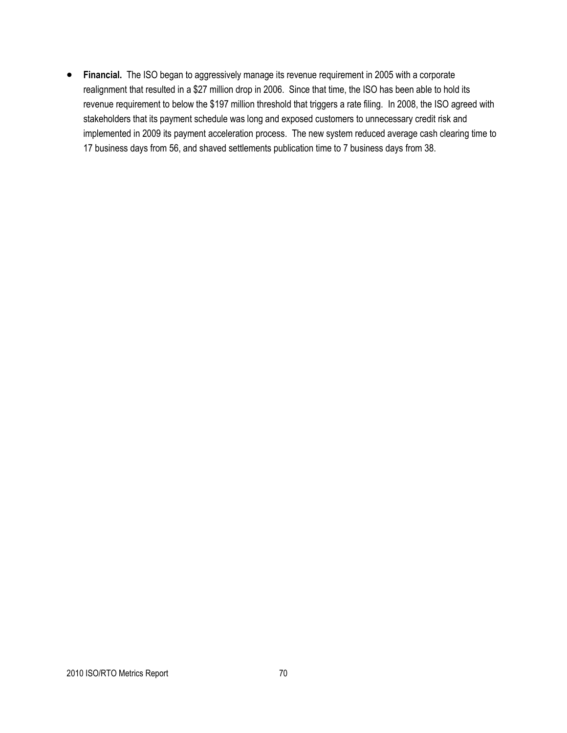- **Financial.** The ISO began to aggressively manage its revenue requirement in 2005 with a corporate realignment that resulted in a $27 million drop in 2006. Since that time, the ISO has been able to hold its revenue requirement to below the $197 million threshold that triggers a rate filing. In 2008, the ISO agreed with stakeholders that its payment schedule was long and exposed customers to unnecessary credit risk and implemented in 2009 its payment acceleration process. The new system reduced average cash clearing time to 17 business days from 56, and shaved settlements publication time to 7 business days from 38.